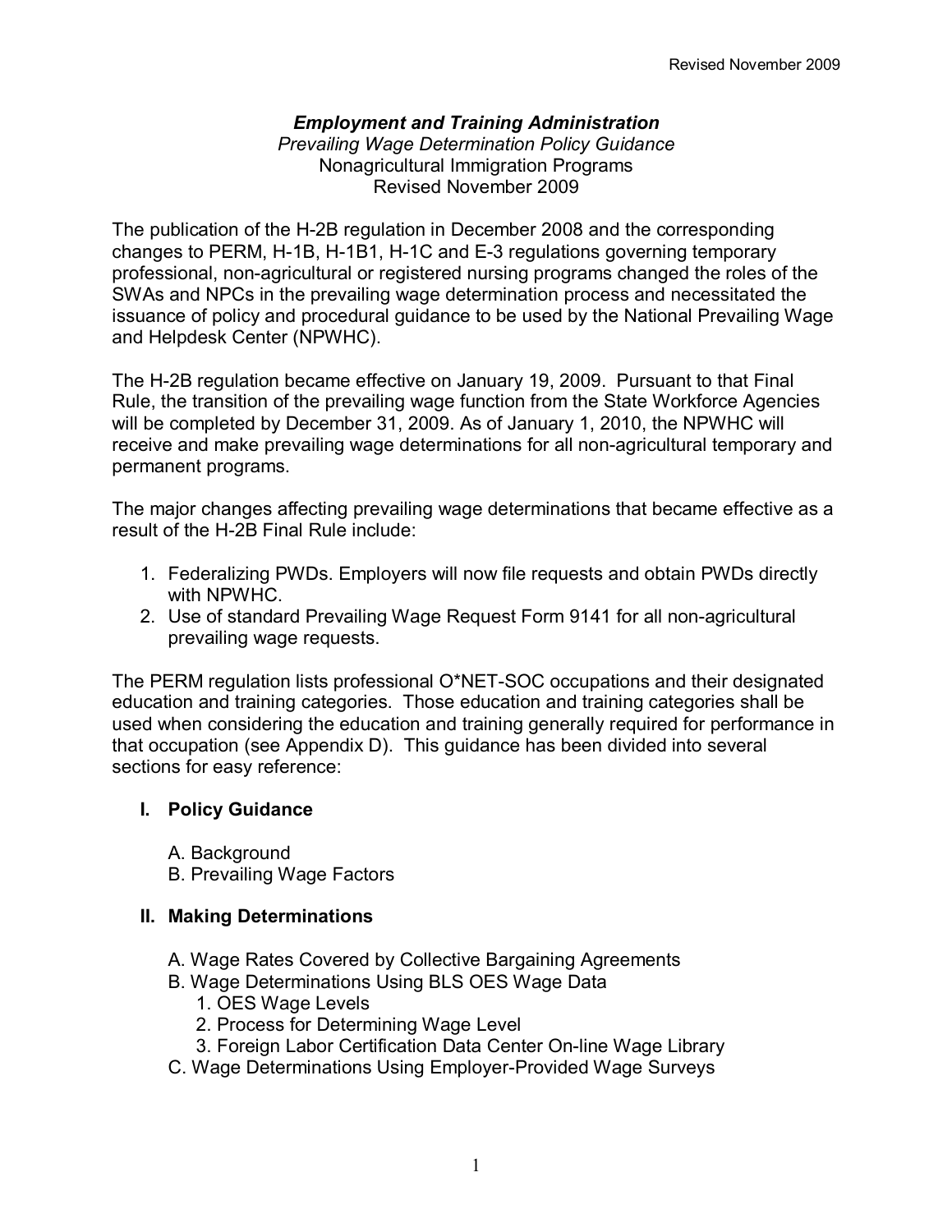***Employment and Training Administration***

*Prevailing Wage Determination Policy Guidance*

Nonagricultural Immigration Programs

Revised November 2009

The publication of the H-2B regulation in December 2008 and the corresponding changes to PERM, H-1B, H-1B1, H-1C and E-3 regulations governing temporary professional, non-agricultural or registered nursing programs changed the roles of the SWAs and NPCs in the prevailing wage determination process and necessitated the issuance of policy and procedural guidance to be used by the National Prevailing Wage and Helpdesk Center (NPWHC).

The H-2B regulation became effective on January 19, 2009. Pursuant to that Final Rule, the transition of the prevailing wage function from the State Workforce Agencies will be completed by December 31, 2009. As of January 1, 2010, the NPWHC will receive and make prevailing wage determinations for all non-agricultural temporary and permanent programs.

The major changes affecting prevailing wage determinations that became effective as a result of the H-2B Final Rule include:

1. Federalizing PWDs. Employers will now file requests and obtain PWDs directly with NPWHC.
2. Use of standard Prevailing Wage Request Form 9141 for all non-agricultural prevailing wage requests.

The PERM regulation lists professional O*NET-SOC occupations and their designated education and training categories. Those education and training categories shall be used when considering the education and training generally required for performance in that occupation (see Appendix D). This guidance has been divided into several sections for easy reference:

**I. Policy Guidance**

- A. Background
- B. Prevailing Wage Factors

**II. Making Determinations**

- A. Wage Rates Covered by Collective Bargaining Agreements
- B. Wage Determinations Using BLS OES Wage Data
  1. OES Wage Levels
  2. Process for Determining Wage Level
  3. Foreign Labor Certification Data Center On-line Wage Library
- C. Wage Determinations Using Employer-Provided Wage Surveys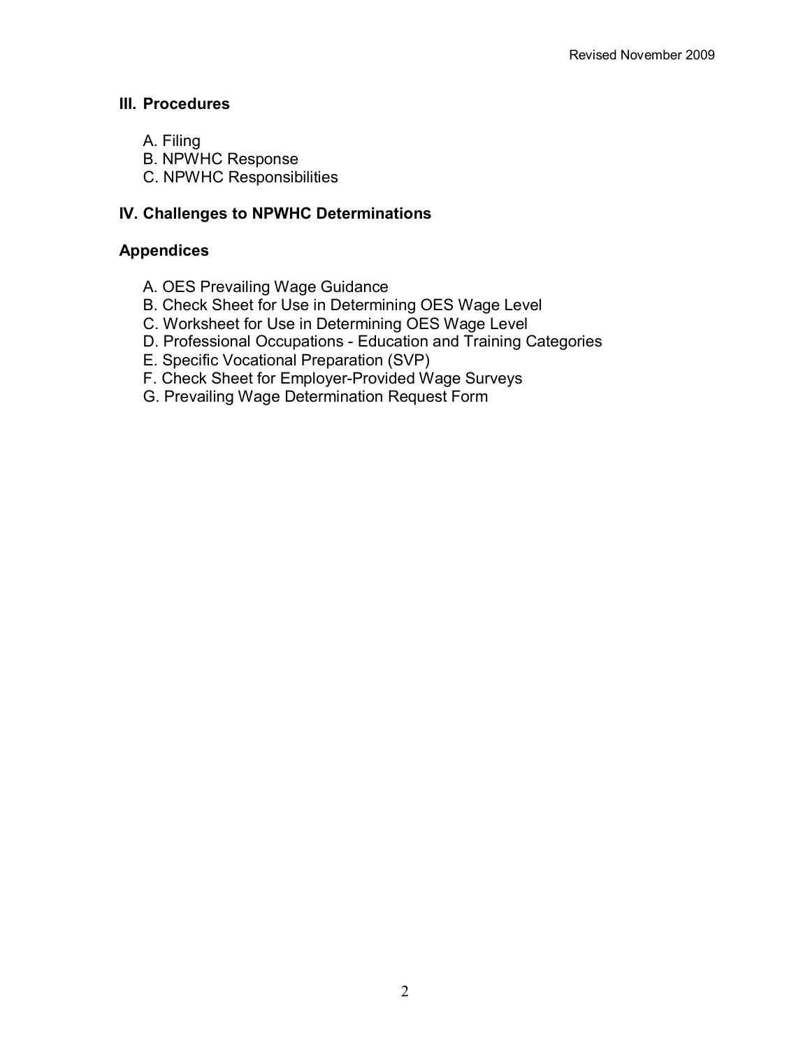## III. Procedures

A. Filing
B. NPWHC Response
C. NPWHC Responsibilities

## IV. Challenges to NPWHC Determinations

## Appendices

A. OES Prevailing Wage Guidance
B. Check Sheet for Use in Determining OES Wage Level
C. Worksheet for Use in Determining OES Wage Level
D. Professional Occupations - Education and Training Categories
E. Specific Vocational Preparation (SVP)
F. Check Sheet for Employer-Provided Wage Surveys
G. Prevailing Wage Determination Request Form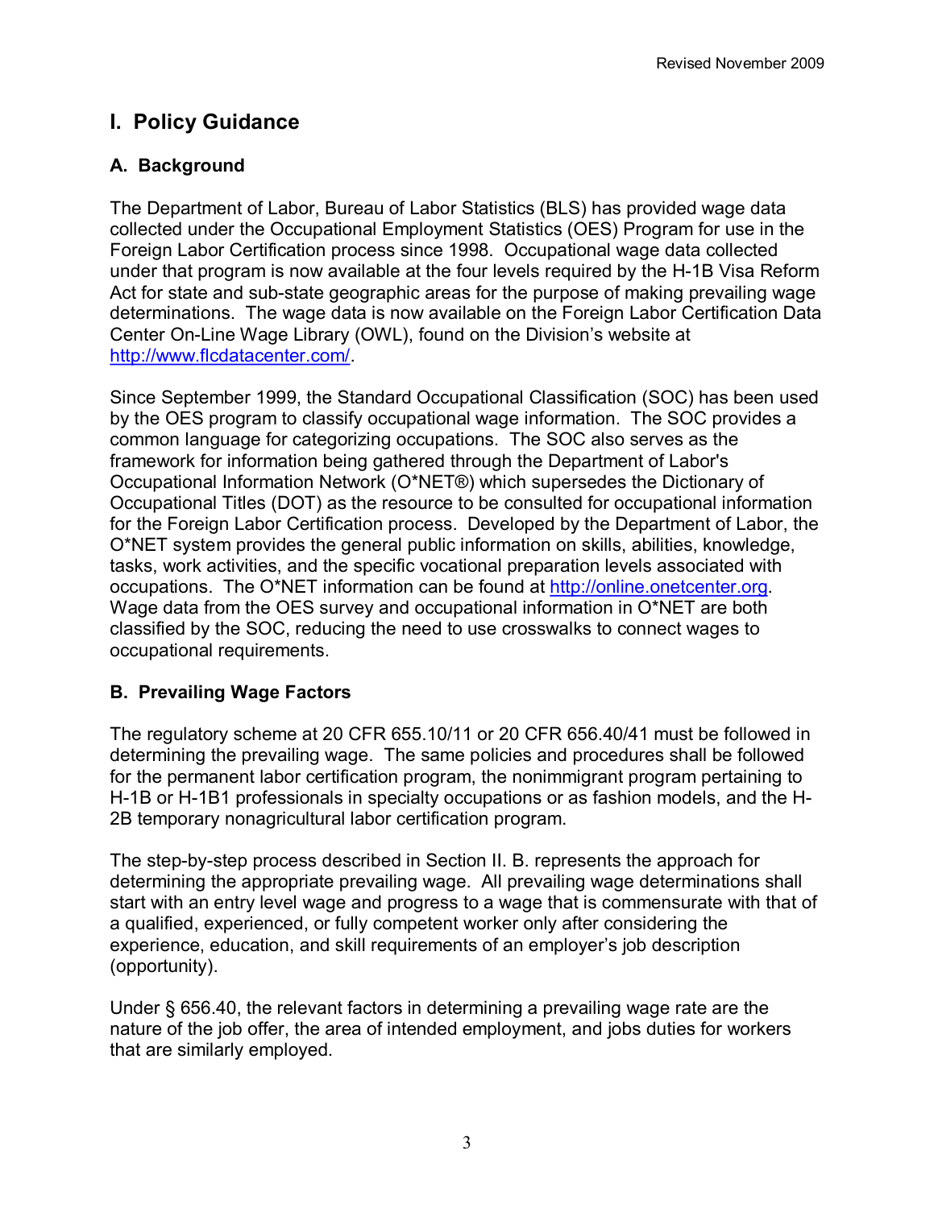# I. Policy Guidance

## A. Background

The Department of Labor, Bureau of Labor Statistics (BLS) has provided wage data collected under the Occupational Employment Statistics (OES) Program for use in the Foreign Labor Certification process since 1998. Occupational wage data collected under that program is now available at the four levels required by the H-1B Visa Reform Act for state and sub-state geographic areas for the purpose of making prevailing wage determinations. The wage data is now available on the Foreign Labor Certification Data Center On-Line Wage Library (OWL), found on the Division's website at http://www.flcdatacenter.com/.

Since September 1999, the Standard Occupational Classification (SOC) has been used by the OES program to classify occupational wage information. The SOC provides a common language for categorizing occupations. The SOC also serves as the framework for information being gathered through the Department of Labor's Occupational Information Network (O*NET®) which supersedes the Dictionary of Occupational Titles (DOT) as the resource to be consulted for occupational information for the Foreign Labor Certification process. Developed by the Department of Labor, the O*NET system provides the general public information on skills, abilities, knowledge, tasks, work activities, and the specific vocational preparation levels associated with occupations. The O*NET information can be found at http://online.onetcenter.org. Wage data from the OES survey and occupational information in O*NET are both classified by the SOC, reducing the need to use crosswalks to connect wages to occupational requirements.

## B. Prevailing Wage Factors

The regulatory scheme at 20 CFR 655.10/11 or 20 CFR 656.40/41 must be followed in determining the prevailing wage. The same policies and procedures shall be followed for the permanent labor certification program, the nonimmigrant program pertaining to H-1B or H-1B1 professionals in specialty occupations or as fashion models, and the H-2B temporary nonagricultural labor certification program.

The step-by-step process described in Section II. B. represents the approach for determining the appropriate prevailing wage. All prevailing wage determinations shall start with an entry level wage and progress to a wage that is commensurate with that of a qualified, experienced, or fully competent worker only after considering the experience, education, and skill requirements of an employer's job description (opportunity).

Under § 656.40, the relevant factors in determining a prevailing wage rate are the nature of the job offer, the area of intended employment, and jobs duties for workers that are similarly employed.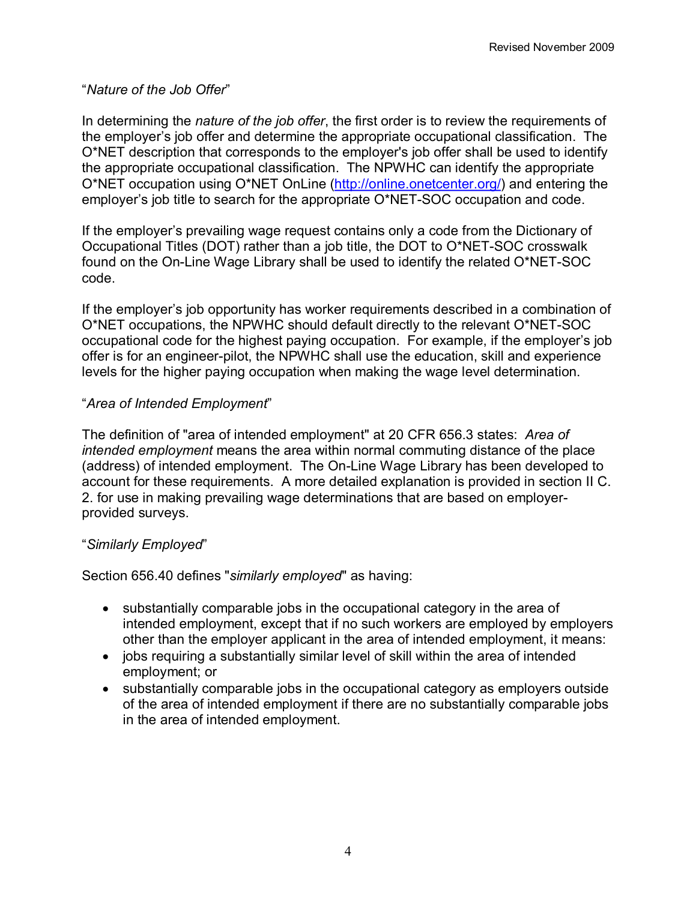"*Nature of the Job Offer*"

In determining the *nature of the job offer*, the first order is to review the requirements of the employer's job offer and determine the appropriate occupational classification. The O*NET description that corresponds to the employer's job offer shall be used to identify the appropriate occupational classification. The NPWHC can identify the appropriate O*NET occupation using O*NET OnLine (http://online.onetcenter.org/) and entering the employer's job title to search for the appropriate O*NET-SOC occupation and code.

If the employer's prevailing wage request contains only a code from the Dictionary of Occupational Titles (DOT) rather than a job title, the DOT to O*NET-SOC crosswalk found on the On-Line Wage Library shall be used to identify the related O*NET-SOC code.

If the employer's job opportunity has worker requirements described in a combination of O*NET occupations, the NPWHC should default directly to the relevant O*NET-SOC occupational code for the highest paying occupation. For example, if the employer's job offer is for an engineer-pilot, the NPWHC shall use the education, skill and experience levels for the higher paying occupation when making the wage level determination.

"*Area of Intended Employment*"

The definition of "area of intended employment" at 20 CFR 656.3 states: *Area of intended employment* means the area within normal commuting distance of the place (address) of intended employment. The On-Line Wage Library has been developed to account for these requirements. A more detailed explanation is provided in section II C. 2. for use in making prevailing wage determinations that are based on employer-provided surveys.

"*Similarly Employed*"

Section 656.40 defines "*similarly employed*" as having:

- substantially comparable jobs in the occupational category in the area of intended employment, except that if no such workers are employed by employers other than the employer applicant in the area of intended employment, it means:
- jobs requiring a substantially similar level of skill within the area of intended employment; or
- substantially comparable jobs in the occupational category as employers outside of the area of intended employment if there are no substantially comparable jobs in the area of intended employment.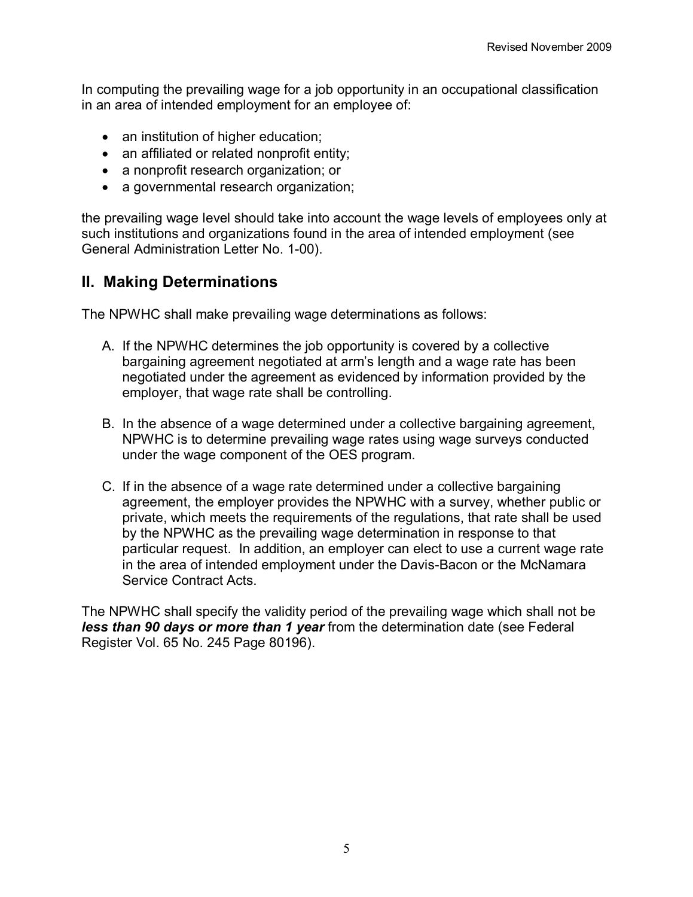In computing the prevailing wage for a job opportunity in an occupational classification in an area of intended employment for an employee of:

- an institution of higher education;
- an affiliated or related nonprofit entity;
- a nonprofit research organization; or
- a governmental research organization;

the prevailing wage level should take into account the wage levels of employees only at such institutions and organizations found in the area of intended employment (see General Administration Letter No. 1-00).

## II. Making Determinations

The NPWHC shall make prevailing wage determinations as follows:

A. If the NPWHC determines the job opportunity is covered by a collective bargaining agreement negotiated at arm's length and a wage rate has been negotiated under the agreement as evidenced by information provided by the employer, that wage rate shall be controlling.

B. In the absence of a wage determined under a collective bargaining agreement, NPWHC is to determine prevailing wage rates using wage surveys conducted under the wage component of the OES program.

C. If in the absence of a wage rate determined under a collective bargaining agreement, the employer provides the NPWHC with a survey, whether public or private, which meets the requirements of the regulations, that rate shall be used by the NPWHC as the prevailing wage determination in response to that particular request. In addition, an employer can elect to use a current wage rate in the area of intended employment under the Davis-Bacon or the McNamara Service Contract Acts.

The NPWHC shall specify the validity period of the prevailing wage which shall not be ***less than 90 days or more than 1 year*** from the determination date (see Federal Register Vol. 65 No. 245 Page 80196).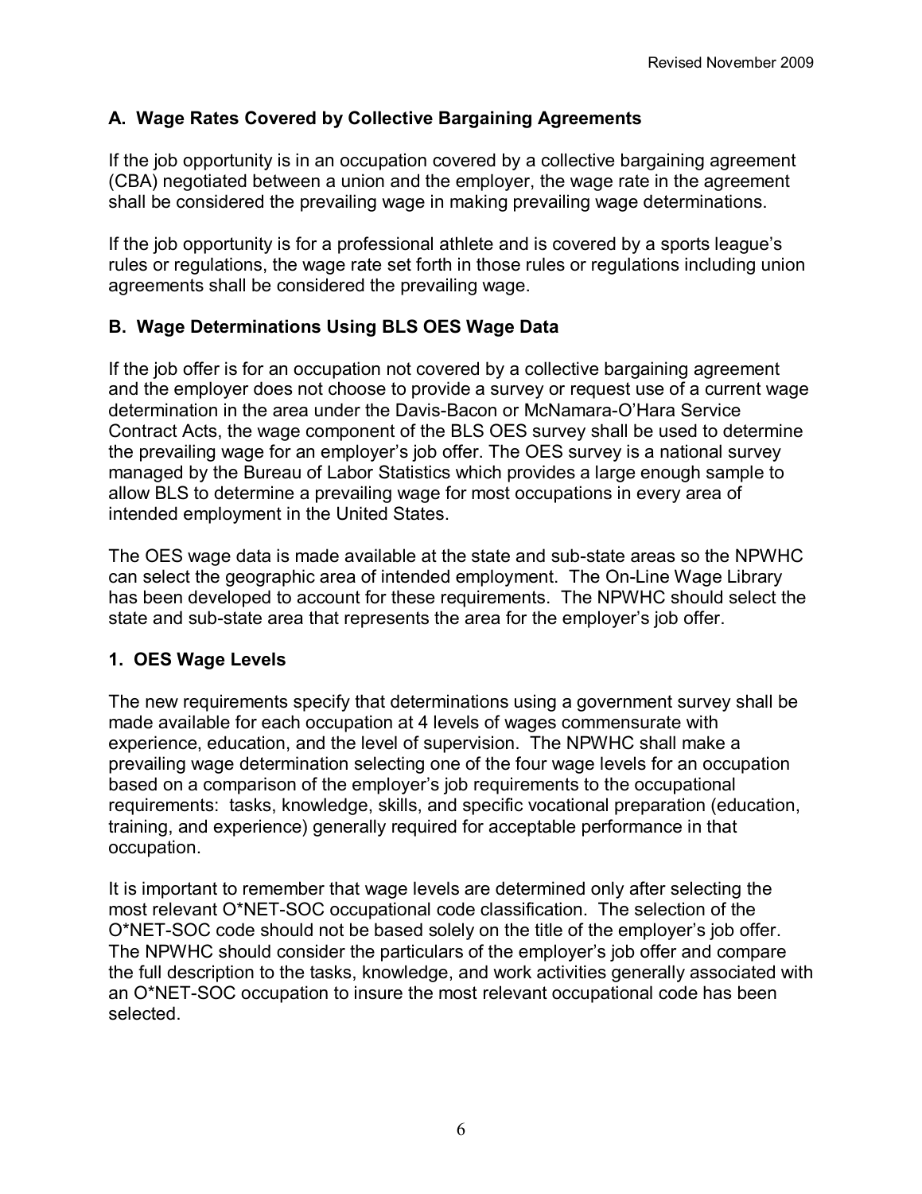## A. Wage Rates Covered by Collective Bargaining Agreements

If the job opportunity is in an occupation covered by a collective bargaining agreement (CBA) negotiated between a union and the employer, the wage rate in the agreement shall be considered the prevailing wage in making prevailing wage determinations.

If the job opportunity is for a professional athlete and is covered by a sports league's rules or regulations, the wage rate set forth in those rules or regulations including union agreements shall be considered the prevailing wage.

## B. Wage Determinations Using BLS OES Wage Data

If the job offer is for an occupation not covered by a collective bargaining agreement and the employer does not choose to provide a survey or request use of a current wage determination in the area under the Davis-Bacon or McNamara-O'Hara Service Contract Acts, the wage component of the BLS OES survey shall be used to determine the prevailing wage for an employer's job offer. The OES survey is a national survey managed by the Bureau of Labor Statistics which provides a large enough sample to allow BLS to determine a prevailing wage for most occupations in every area of intended employment in the United States.

The OES wage data is made available at the state and sub-state areas so the NPWHC can select the geographic area of intended employment. The On-Line Wage Library has been developed to account for these requirements. The NPWHC should select the state and sub-state area that represents the area for the employer's job offer.

### 1. OES Wage Levels

The new requirements specify that determinations using a government survey shall be made available for each occupation at 4 levels of wages commensurate with experience, education, and the level of supervision. The NPWHC shall make a prevailing wage determination selecting one of the four wage levels for an occupation based on a comparison of the employer's job requirements to the occupational requirements: tasks, knowledge, skills, and specific vocational preparation (education, training, and experience) generally required for acceptable performance in that occupation.

It is important to remember that wage levels are determined only after selecting the most relevant O*NET-SOC occupational code classification. The selection of the O*NET-SOC code should not be based solely on the title of the employer's job offer. The NPWHC should consider the particulars of the employer's job offer and compare the full description to the tasks, knowledge, and work activities generally associated with an O*NET-SOC occupation to insure the most relevant occupational code has been selected.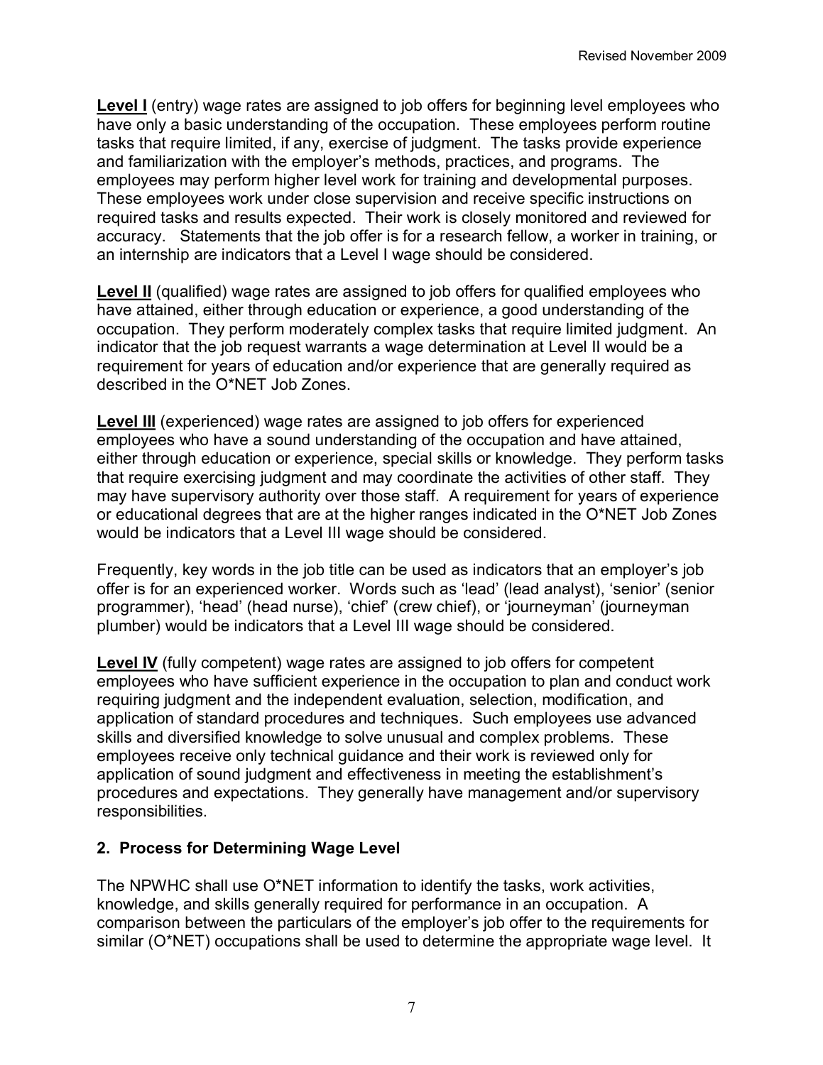**Level I** (entry) wage rates are assigned to job offers for beginning level employees who have only a basic understanding of the occupation. These employees perform routine tasks that require limited, if any, exercise of judgment. The tasks provide experience and familiarization with the employer's methods, practices, and programs. The employees may perform higher level work for training and developmental purposes. These employees work under close supervision and receive specific instructions on required tasks and results expected. Their work is closely monitored and reviewed for accuracy. Statements that the job offer is for a research fellow, a worker in training, or an internship are indicators that a Level I wage should be considered.

**Level II** (qualified) wage rates are assigned to job offers for qualified employees who have attained, either through education or experience, a good understanding of the occupation. They perform moderately complex tasks that require limited judgment. An indicator that the job request warrants a wage determination at Level II would be a requirement for years of education and/or experience that are generally required as described in the O*NET Job Zones.

**Level III** (experienced) wage rates are assigned to job offers for experienced employees who have a sound understanding of the occupation and have attained, either through education or experience, special skills or knowledge. They perform tasks that require exercising judgment and may coordinate the activities of other staff. They may have supervisory authority over those staff. A requirement for years of experience or educational degrees that are at the higher ranges indicated in the O*NET Job Zones would be indicators that a Level III wage should be considered.

Frequently, key words in the job title can be used as indicators that an employer's job offer is for an experienced worker. Words such as 'lead' (lead analyst), 'senior' (senior programmer), 'head' (head nurse), 'chief' (crew chief), or 'journeyman' (journeyman plumber) would be indicators that a Level III wage should be considered.

**Level IV** (fully competent) wage rates are assigned to job offers for competent employees who have sufficient experience in the occupation to plan and conduct work requiring judgment and the independent evaluation, selection, modification, and application of standard procedures and techniques. Such employees use advanced skills and diversified knowledge to solve unusual and complex problems. These employees receive only technical guidance and their work is reviewed only for application of sound judgment and effectiveness in meeting the establishment's procedures and expectations. They generally have management and/or supervisory responsibilities.

## 2. Process for Determining Wage Level

The NPWHC shall use O*NET information to identify the tasks, work activities, knowledge, and skills generally required for performance in an occupation. A comparison between the particulars of the employer's job offer to the requirements for similar (O*NET) occupations shall be used to determine the appropriate wage level. It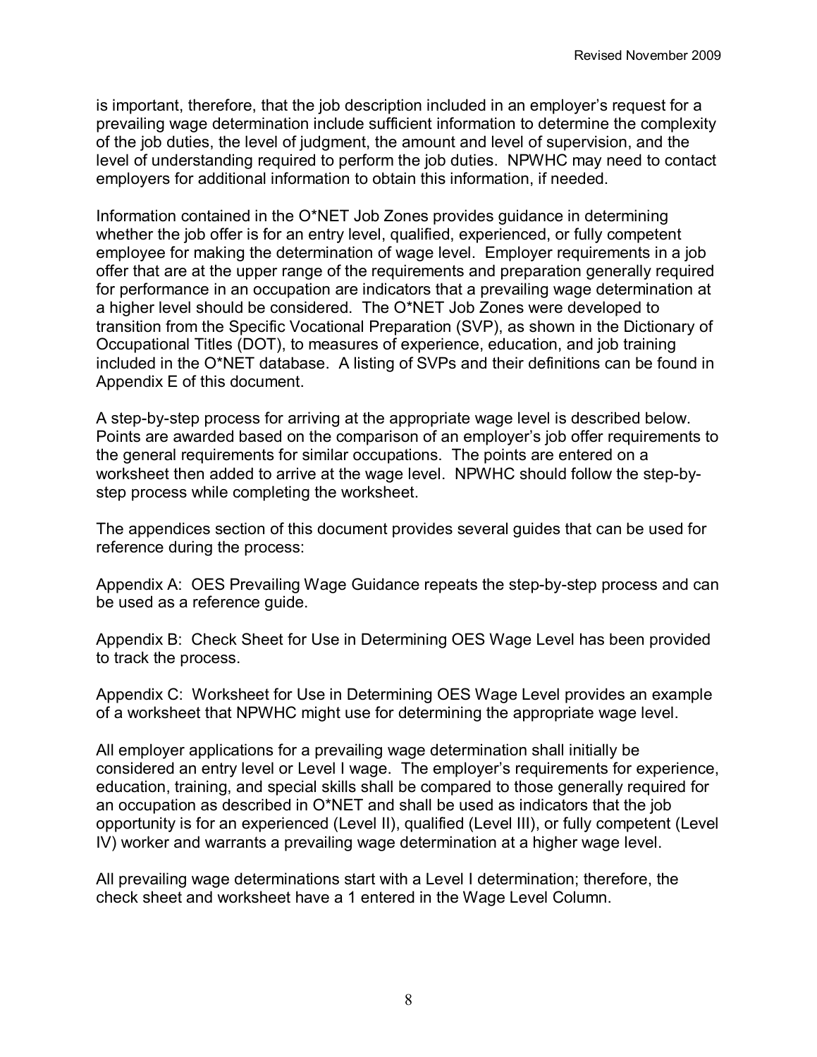is important, therefore, that the job description included in an employer's request for a prevailing wage determination include sufficient information to determine the complexity of the job duties, the level of judgment, the amount and level of supervision, and the level of understanding required to perform the job duties. NPWHC may need to contact employers for additional information to obtain this information, if needed.

Information contained in the O*NET Job Zones provides guidance in determining whether the job offer is for an entry level, qualified, experienced, or fully competent employee for making the determination of wage level. Employer requirements in a job offer that are at the upper range of the requirements and preparation generally required for performance in an occupation are indicators that a prevailing wage determination at a higher level should be considered. The O*NET Job Zones were developed to transition from the Specific Vocational Preparation (SVP), as shown in the Dictionary of Occupational Titles (DOT), to measures of experience, education, and job training included in the O*NET database. A listing of SVPs and their definitions can be found in Appendix E of this document.

A step-by-step process for arriving at the appropriate wage level is described below. Points are awarded based on the comparison of an employer's job offer requirements to the general requirements for similar occupations. The points are entered on a worksheet then added to arrive at the wage level. NPWHC should follow the step-by-step process while completing the worksheet.

The appendices section of this document provides several guides that can be used for reference during the process:

Appendix A: OES Prevailing Wage Guidance repeats the step-by-step process and can be used as a reference guide.

Appendix B: Check Sheet for Use in Determining OES Wage Level has been provided to track the process.

Appendix C: Worksheet for Use in Determining OES Wage Level provides an example of a worksheet that NPWHC might use for determining the appropriate wage level.

All employer applications for a prevailing wage determination shall initially be considered an entry level or Level I wage. The employer's requirements for experience, education, training, and special skills shall be compared to those generally required for an occupation as described in O*NET and shall be used as indicators that the job opportunity is for an experienced (Level II), qualified (Level III), or fully competent (Level IV) worker and warrants a prevailing wage determination at a higher wage level.

All prevailing wage determinations start with a Level I determination; therefore, the check sheet and worksheet have a 1 entered in the Wage Level Column.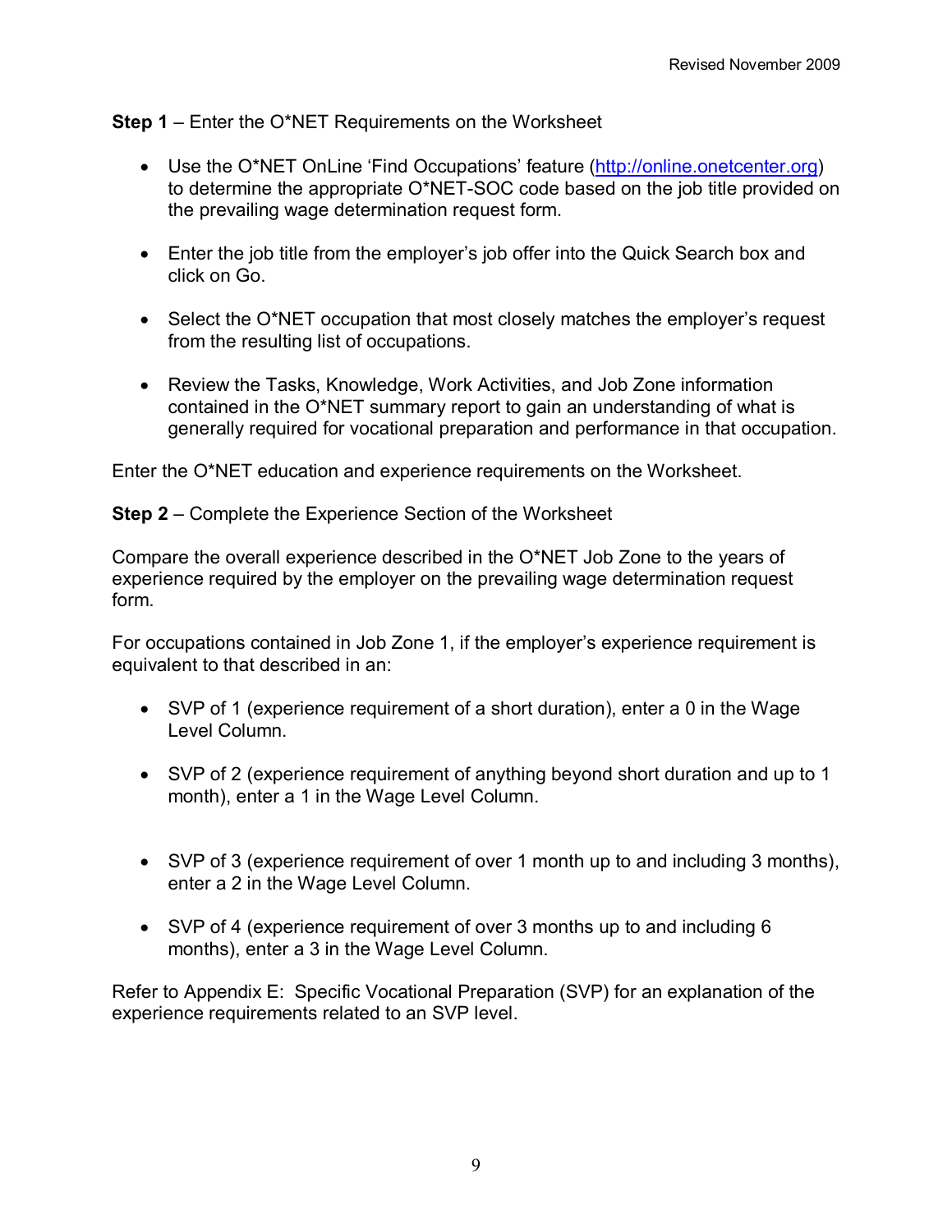**Step 1** – Enter the O*NET Requirements on the Worksheet

- Use the O*NET OnLine 'Find Occupations' feature (http://online.onetcenter.org) to determine the appropriate O*NET-SOC code based on the job title provided on the prevailing wage determination request form.

- Enter the job title from the employer's job offer into the Quick Search box and click on Go.

- Select the O*NET occupation that most closely matches the employer's request from the resulting list of occupations.

- Review the Tasks, Knowledge, Work Activities, and Job Zone information contained in the O*NET summary report to gain an understanding of what is generally required for vocational preparation and performance in that occupation.

Enter the O*NET education and experience requirements on the Worksheet.

**Step 2** – Complete the Experience Section of the Worksheet

Compare the overall experience described in the O*NET Job Zone to the years of experience required by the employer on the prevailing wage determination request form.

For occupations contained in Job Zone 1, if the employer's experience requirement is equivalent to that described in an:

- SVP of 1 (experience requirement of a short duration), enter a 0 in the Wage Level Column.

- SVP of 2 (experience requirement of anything beyond short duration and up to 1 month), enter a 1 in the Wage Level Column.

- SVP of 3 (experience requirement of over 1 month up to and including 3 months), enter a 2 in the Wage Level Column.

- SVP of 4 (experience requirement of over 3 months up to and including 6 months), enter a 3 in the Wage Level Column.

Refer to Appendix E: Specific Vocational Preparation (SVP) for an explanation of the experience requirements related to an SVP level.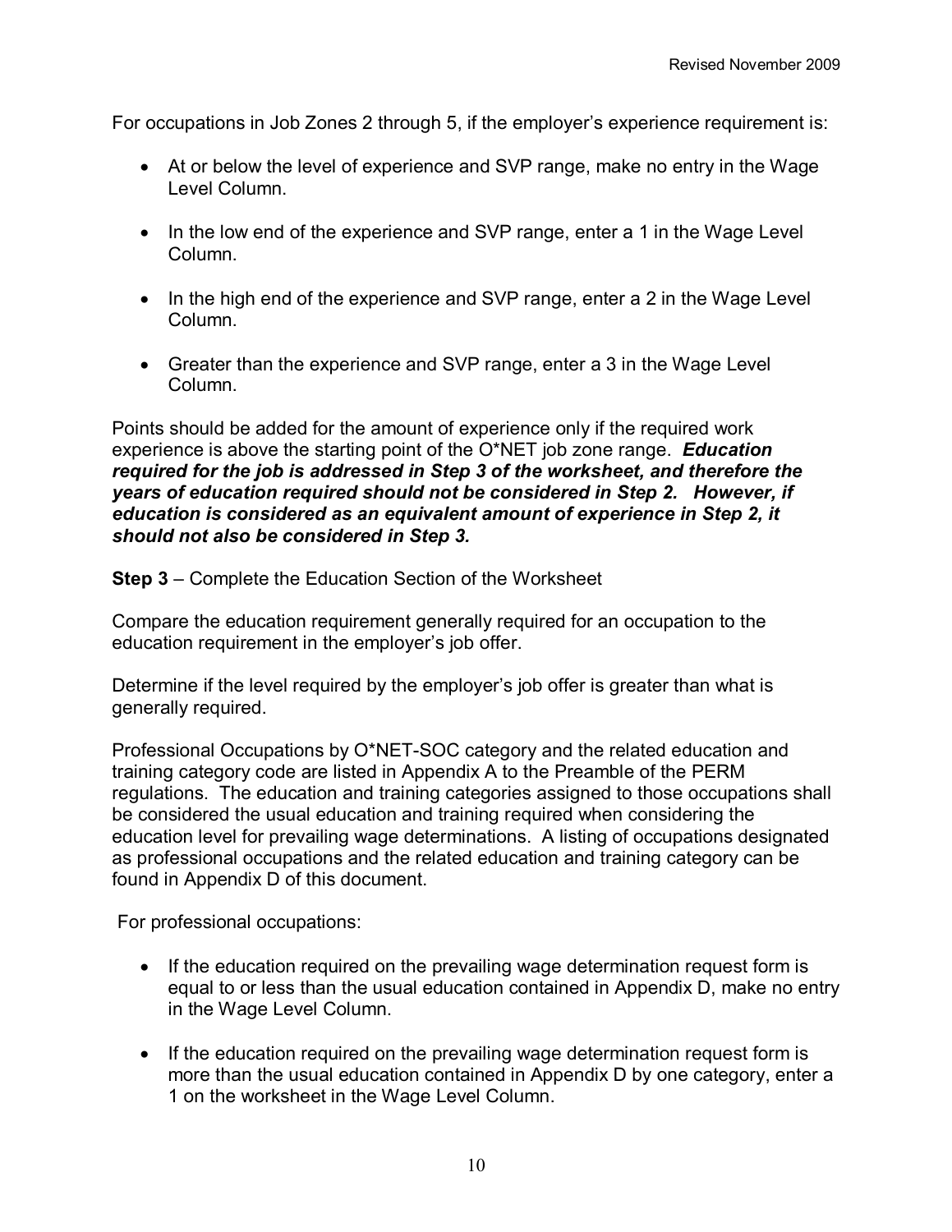For occupations in Job Zones 2 through 5, if the employer's experience requirement is:

- At or below the level of experience and SVP range, make no entry in the Wage Level Column.
- In the low end of the experience and SVP range, enter a 1 in the Wage Level Column.
- In the high end of the experience and SVP range, enter a 2 in the Wage Level Column.
- Greater than the experience and SVP range, enter a 3 in the Wage Level Column.

Points should be added for the amount of experience only if the required work experience is above the starting point of the O*NET job zone range. ***Education required for the job is addressed in Step 3 of the worksheet, and therefore the years of education required should not be considered in Step 2. However, if education is considered as an equivalent amount of experience in Step 2, it should not also be considered in Step 3.***

**Step 3** – Complete the Education Section of the Worksheet

Compare the education requirement generally required for an occupation to the education requirement in the employer's job offer.

Determine if the level required by the employer's job offer is greater than what is generally required.

Professional Occupations by O*NET-SOC category and the related education and training category code are listed in Appendix A to the Preamble of the PERM regulations. The education and training categories assigned to those occupations shall be considered the usual education and training required when considering the education level for prevailing wage determinations. A listing of occupations designated as professional occupations and the related education and training category can be found in Appendix D of this document.

For professional occupations:

- If the education required on the prevailing wage determination request form is equal to or less than the usual education contained in Appendix D, make no entry in the Wage Level Column.
- If the education required on the prevailing wage determination request form is more than the usual education contained in Appendix D by one category, enter a 1 on the worksheet in the Wage Level Column.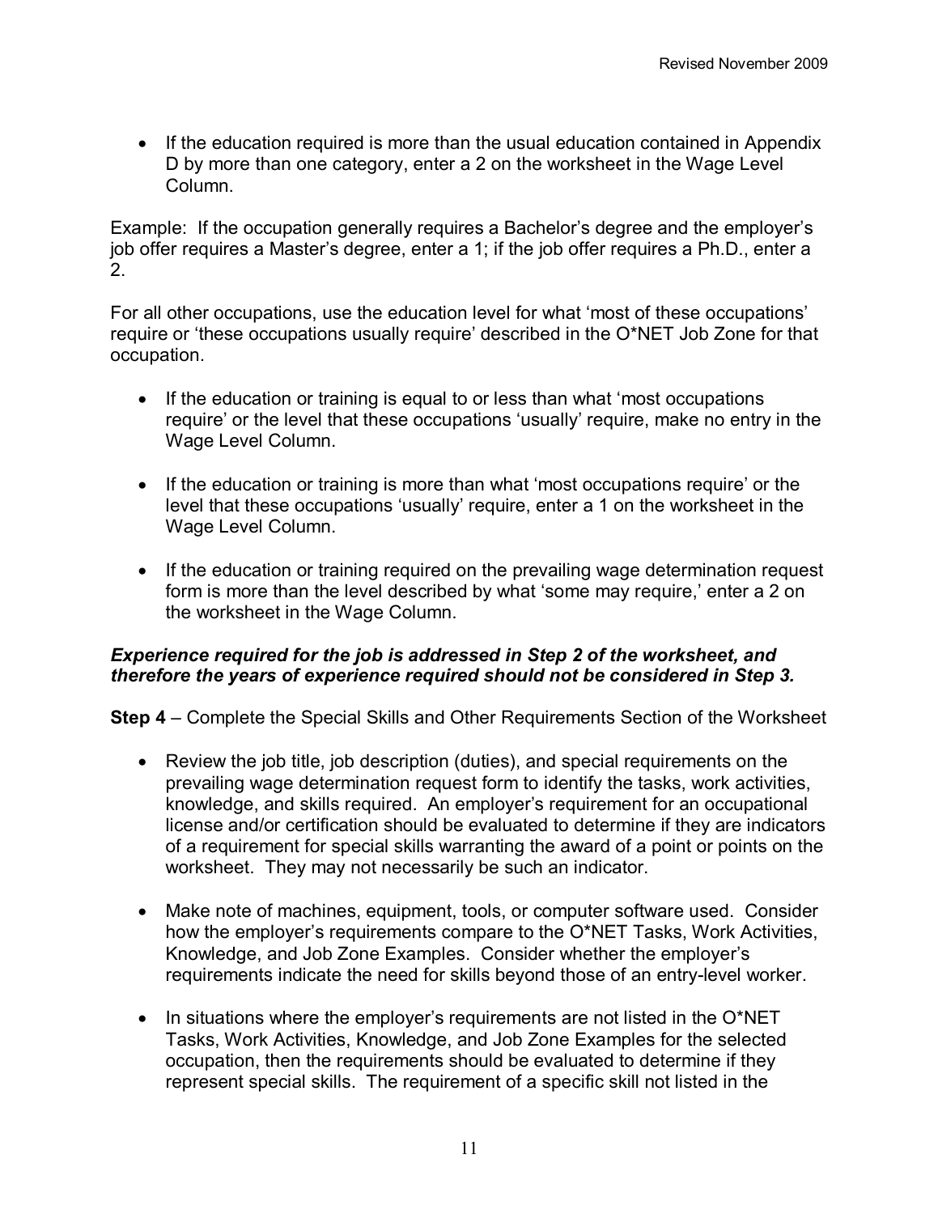- If the education required is more than the usual education contained in Appendix D by more than one category, enter a 2 on the worksheet in the Wage Level Column.

Example: If the occupation generally requires a Bachelor's degree and the employer's job offer requires a Master's degree, enter a 1; if the job offer requires a Ph.D., enter a 2.

For all other occupations, use the education level for what 'most of these occupations' require or 'these occupations usually require' described in the O*NET Job Zone for that occupation.

- If the education or training is equal to or less than what 'most occupations require' or the level that these occupations 'usually' require, make no entry in the Wage Level Column.

- If the education or training is more than what 'most occupations require' or the level that these occupations 'usually' require, enter a 1 on the worksheet in the Wage Level Column.

- If the education or training required on the prevailing wage determination request form is more than the level described by what 'some may require,' enter a 2 on the worksheet in the Wage Column.

***Experience required for the job is addressed in Step 2 of the worksheet, and therefore the years of experience required should not be considered in Step 3.***

**Step 4** – Complete the Special Skills and Other Requirements Section of the Worksheet

- Review the job title, job description (duties), and special requirements on the prevailing wage determination request form to identify the tasks, work activities, knowledge, and skills required. An employer's requirement for an occupational license and/or certification should be evaluated to determine if they are indicators of a requirement for special skills warranting the award of a point or points on the worksheet. They may not necessarily be such an indicator.

- Make note of machines, equipment, tools, or computer software used. Consider how the employer's requirements compare to the O*NET Tasks, Work Activities, Knowledge, and Job Zone Examples. Consider whether the employer's requirements indicate the need for skills beyond those of an entry-level worker.

- In situations where the employer's requirements are not listed in the O*NET Tasks, Work Activities, Knowledge, and Job Zone Examples for the selected occupation, then the requirements should be evaluated to determine if they represent special skills. The requirement of a specific skill not listed in the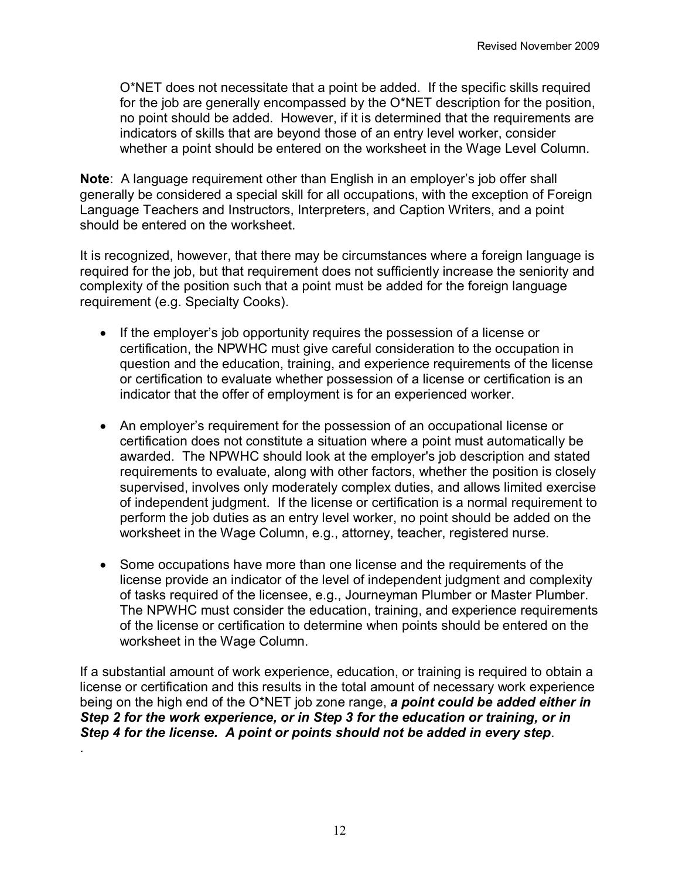O*NET does not necessitate that a point be added. If the specific skills required for the job are generally encompassed by the O*NET description for the position, no point should be added. However, if it is determined that the requirements are indicators of skills that are beyond those of an entry level worker, consider whether a point should be entered on the worksheet in the Wage Level Column.

**Note**: A language requirement other than English in an employer's job offer shall generally be considered a special skill for all occupations, with the exception of Foreign Language Teachers and Instructors, Interpreters, and Caption Writers, and a point should be entered on the worksheet.

It is recognized, however, that there may be circumstances where a foreign language is required for the job, but that requirement does not sufficiently increase the seniority and complexity of the position such that a point must be added for the foreign language requirement (e.g. Specialty Cooks).

- If the employer's job opportunity requires the possession of a license or certification, the NPWHC must give careful consideration to the occupation in question and the education, training, and experience requirements of the license or certification to evaluate whether possession of a license or certification is an indicator that the offer of employment is for an experienced worker.

- An employer's requirement for the possession of an occupational license or certification does not constitute a situation where a point must automatically be awarded. The NPWHC should look at the employer's job description and stated requirements to evaluate, along with other factors, whether the position is closely supervised, involves only moderately complex duties, and allows limited exercise of independent judgment. If the license or certification is a normal requirement to perform the job duties as an entry level worker, no point should be added on the worksheet in the Wage Column, e.g., attorney, teacher, registered nurse.

- Some occupations have more than one license and the requirements of the license provide an indicator of the level of independent judgment and complexity of tasks required of the licensee, e.g., Journeyman Plumber or Master Plumber. The NPWHC must consider the education, training, and experience requirements of the license or certification to determine when points should be entered on the worksheet in the Wage Column.

If a substantial amount of work experience, education, or training is required to obtain a license or certification and this results in the total amount of necessary work experience being on the high end of the O*NET job zone range, ***a point could be added either in Step 2 for the work experience, or in Step 3 for the education or training, or in Step 4 for the license. A point or points should not be added in every step***.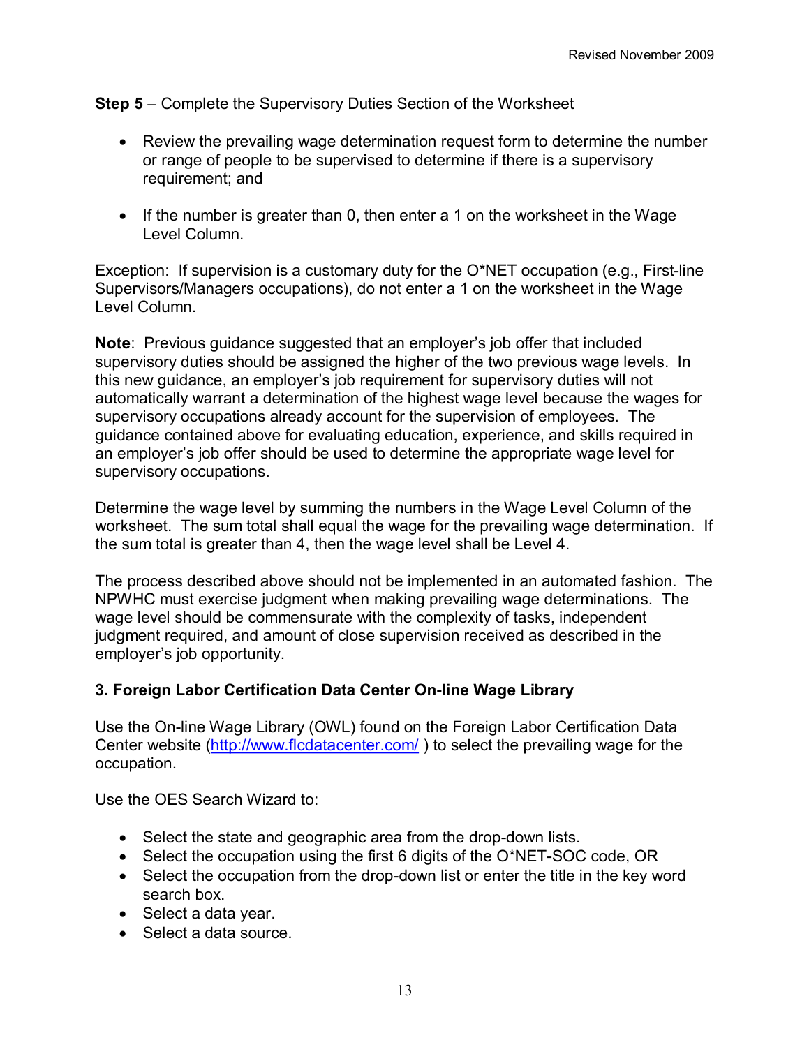**Step 5** – Complete the Supervisory Duties Section of the Worksheet

- Review the prevailing wage determination request form to determine the number or range of people to be supervised to determine if there is a supervisory requirement; and
- If the number is greater than 0, then enter a 1 on the worksheet in the Wage Level Column.

Exception: If supervision is a customary duty for the O*NET occupation (e.g., First-line Supervisors/Managers occupations), do not enter a 1 on the worksheet in the Wage Level Column.

**Note**: Previous guidance suggested that an employer's job offer that included supervisory duties should be assigned the higher of the two previous wage levels. In this new guidance, an employer's job requirement for supervisory duties will not automatically warrant a determination of the highest wage level because the wages for supervisory occupations already account for the supervision of employees. The guidance contained above for evaluating education, experience, and skills required in an employer's job offer should be used to determine the appropriate wage level for supervisory occupations.

Determine the wage level by summing the numbers in the Wage Level Column of the worksheet. The sum total shall equal the wage for the prevailing wage determination. If the sum total is greater than 4, then the wage level shall be Level 4.

The process described above should not be implemented in an automated fashion. The NPWHC must exercise judgment when making prevailing wage determinations. The wage level should be commensurate with the complexity of tasks, independent judgment required, and amount of close supervision received as described in the employer's job opportunity.

### 3. Foreign Labor Certification Data Center On-line Wage Library

Use the On-line Wage Library (OWL) found on the Foreign Labor Certification Data Center website (http://www.flcdatacenter.com/ ) to select the prevailing wage for the occupation.

Use the OES Search Wizard to:

- Select the state and geographic area from the drop-down lists.
- Select the occupation using the first 6 digits of the O*NET-SOC code, OR
- Select the occupation from the drop-down list or enter the title in the key word search box.
- Select a data year.
- Select a data source.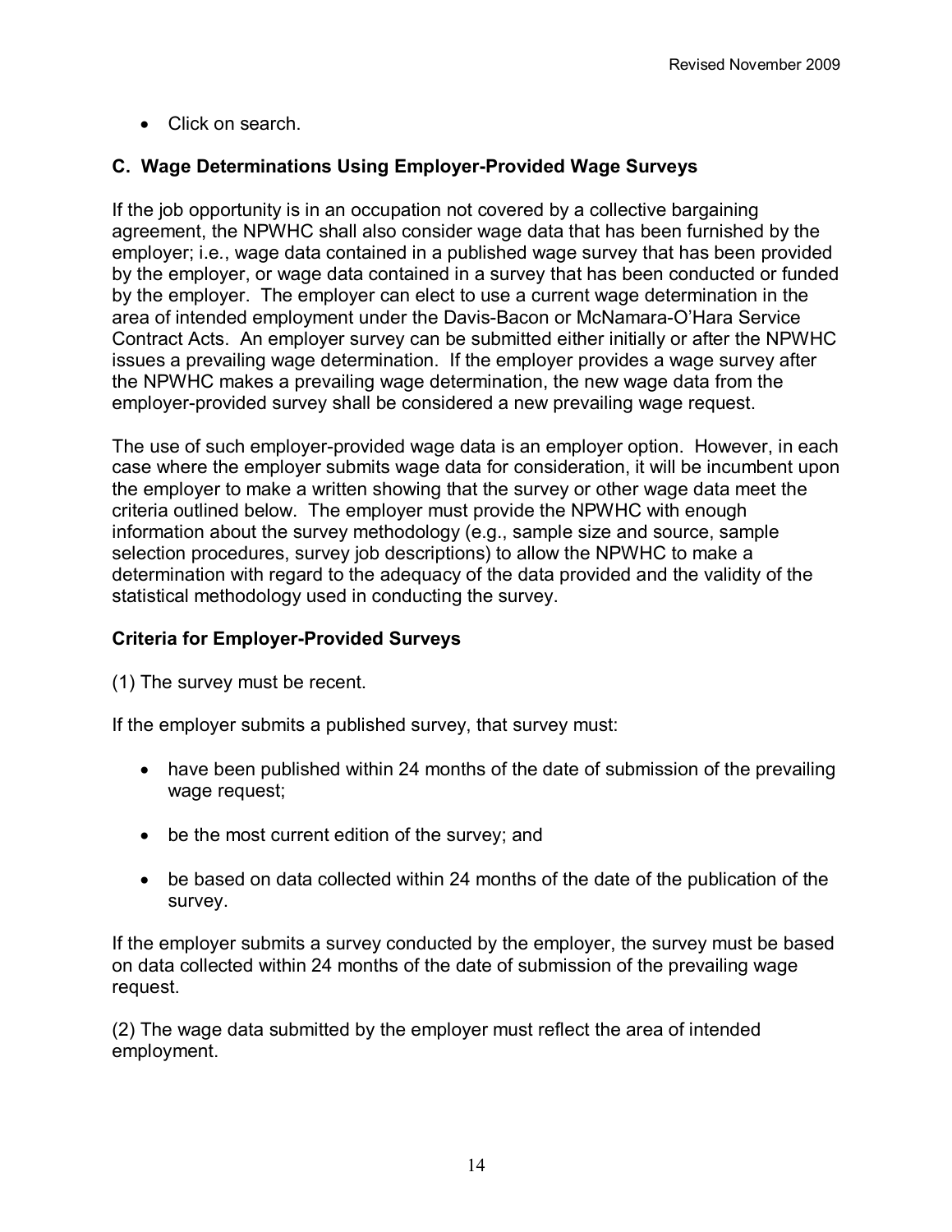- Click on search.

### C. Wage Determinations Using Employer-Provided Wage Surveys

If the job opportunity is in an occupation not covered by a collective bargaining agreement, the NPWHC shall also consider wage data that has been furnished by the employer; i.e., wage data contained in a published wage survey that has been provided by the employer, or wage data contained in a survey that has been conducted or funded by the employer. The employer can elect to use a current wage determination in the area of intended employment under the Davis-Bacon or McNamara-O'Hara Service Contract Acts. An employer survey can be submitted either initially or after the NPWHC issues a prevailing wage determination. If the employer provides a wage survey after the NPWHC makes a prevailing wage determination, the new wage data from the employer-provided survey shall be considered a new prevailing wage request.

The use of such employer-provided wage data is an employer option. However, in each case where the employer submits wage data for consideration, it will be incumbent upon the employer to make a written showing that the survey or other wage data meet the criteria outlined below. The employer must provide the NPWHC with enough information about the survey methodology (e.g., sample size and source, sample selection procedures, survey job descriptions) to allow the NPWHC to make a determination with regard to the adequacy of the data provided and the validity of the statistical methodology used in conducting the survey.

**Criteria for Employer-Provided Surveys**

(1) The survey must be recent.

If the employer submits a published survey, that survey must:

- have been published within 24 months of the date of submission of the prevailing wage request;
- be the most current edition of the survey; and
- be based on data collected within 24 months of the date of the publication of the survey.

If the employer submits a survey conducted by the employer, the survey must be based on data collected within 24 months of the date of submission of the prevailing wage request.

(2) The wage data submitted by the employer must reflect the area of intended employment.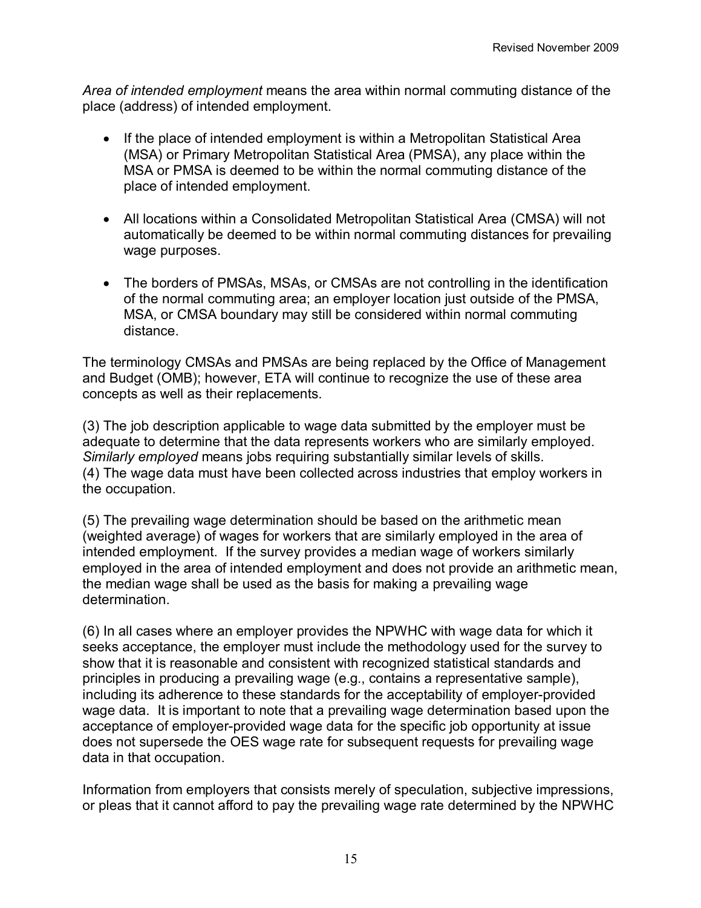*Area of intended employment* means the area within normal commuting distance of the place (address) of intended employment.

- If the place of intended employment is within a Metropolitan Statistical Area (MSA) or Primary Metropolitan Statistical Area (PMSA), any place within the MSA or PMSA is deemed to be within the normal commuting distance of the place of intended employment.
- All locations within a Consolidated Metropolitan Statistical Area (CMSA) will not automatically be deemed to be within normal commuting distances for prevailing wage purposes.
- The borders of PMSAs, MSAs, or CMSAs are not controlling in the identification of the normal commuting area; an employer location just outside of the PMSA, MSA, or CMSA boundary may still be considered within normal commuting distance.

The terminology CMSAs and PMSAs are being replaced by the Office of Management and Budget (OMB); however, ETA will continue to recognize the use of these area concepts as well as their replacements.

(3) The job description applicable to wage data submitted by the employer must be adequate to determine that the data represents workers who are similarly employed. *Similarly employed* means jobs requiring substantially similar levels of skills.
(4) The wage data must have been collected across industries that employ workers in the occupation.

(5) The prevailing wage determination should be based on the arithmetic mean (weighted average) of wages for workers that are similarly employed in the area of intended employment. If the survey provides a median wage of workers similarly employed in the area of intended employment and does not provide an arithmetic mean, the median wage shall be used as the basis for making a prevailing wage determination.

(6) In all cases where an employer provides the NPWHC with wage data for which it seeks acceptance, the employer must include the methodology used for the survey to show that it is reasonable and consistent with recognized statistical standards and principles in producing a prevailing wage (e.g., contains a representative sample), including its adherence to these standards for the acceptability of employer-provided wage data. It is important to note that a prevailing wage determination based upon the acceptance of employer-provided wage data for the specific job opportunity at issue does not supersede the OES wage rate for subsequent requests for prevailing wage data in that occupation.

Information from employers that consists merely of speculation, subjective impressions, or pleas that it cannot afford to pay the prevailing wage rate determined by the NPWHC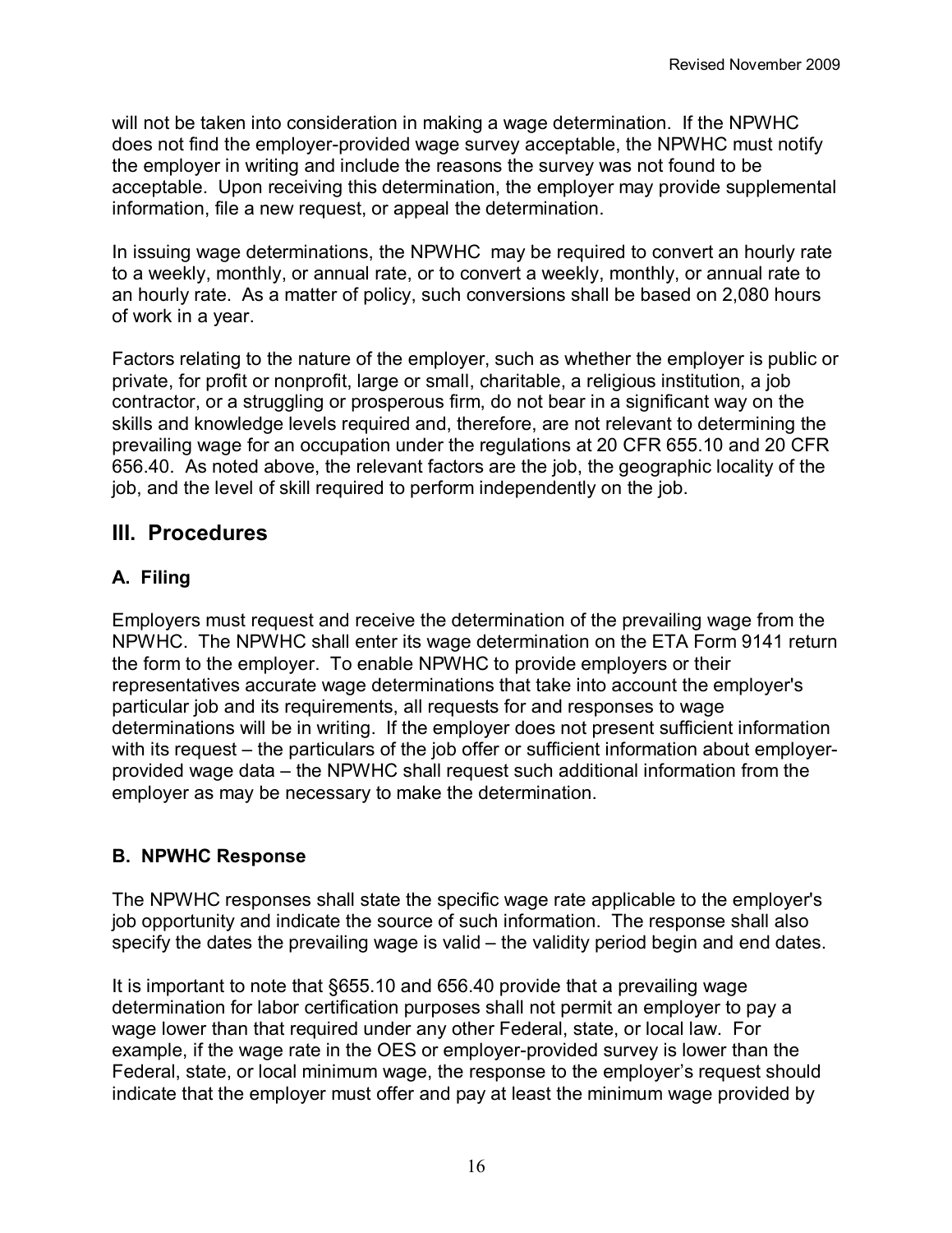will not be taken into consideration in making a wage determination. If the NPWHC does not find the employer-provided wage survey acceptable, the NPWHC must notify the employer in writing and include the reasons the survey was not found to be acceptable. Upon receiving this determination, the employer may provide supplemental information, file a new request, or appeal the determination.

In issuing wage determinations, the NPWHC may be required to convert an hourly rate to a weekly, monthly, or annual rate, or to convert a weekly, monthly, or annual rate to an hourly rate. As a matter of policy, such conversions shall be based on 2,080 hours of work in a year.

Factors relating to the nature of the employer, such as whether the employer is public or private, for profit or nonprofit, large or small, charitable, a religious institution, a job contractor, or a struggling or prosperous firm, do not bear in a significant way on the skills and knowledge levels required and, therefore, are not relevant to determining the prevailing wage for an occupation under the regulations at 20 CFR 655.10 and 20 CFR 656.40. As noted above, the relevant factors are the job, the geographic locality of the job, and the level of skill required to perform independently on the job.

## III. Procedures

### A. Filing

Employers must request and receive the determination of the prevailing wage from the NPWHC. The NPWHC shall enter its wage determination on the ETA Form 9141 return the form to the employer. To enable NPWHC to provide employers or their representatives accurate wage determinations that take into account the employer's particular job and its requirements, all requests for and responses to wage determinations will be in writing. If the employer does not present sufficient information with its request – the particulars of the job offer or sufficient information about employer-provided wage data – the NPWHC shall request such additional information from the employer as may be necessary to make the determination.

### B. NPWHC Response

The NPWHC responses shall state the specific wage rate applicable to the employer's job opportunity and indicate the source of such information. The response shall also specify the dates the prevailing wage is valid – the validity period begin and end dates.

It is important to note that §655.10 and 656.40 provide that a prevailing wage determination for labor certification purposes shall not permit an employer to pay a wage lower than that required under any other Federal, state, or local law. For example, if the wage rate in the OES or employer-provided survey is lower than the Federal, state, or local minimum wage, the response to the employer's request should indicate that the employer must offer and pay at least the minimum wage provided by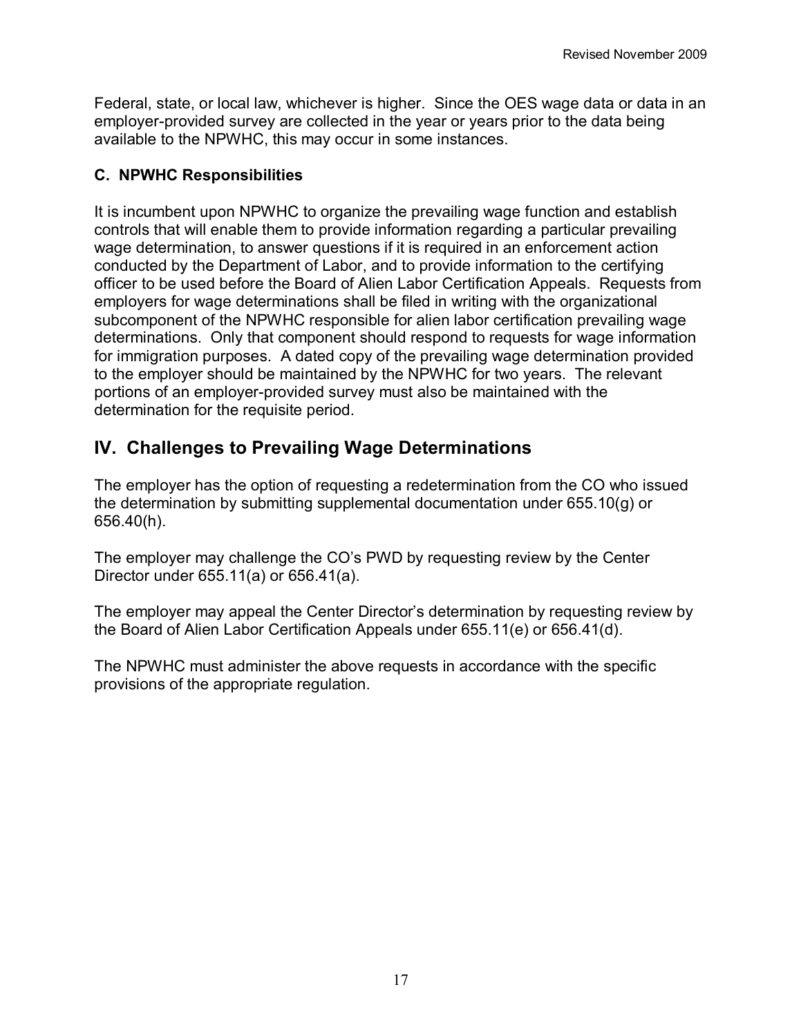Federal, state, or local law, whichever is higher. Since the OES wage data or data in an employer-provided survey are collected in the year or years prior to the data being available to the NPWHC, this may occur in some instances.

### C. NPWHC Responsibilities

It is incumbent upon NPWHC to organize the prevailing wage function and establish controls that will enable them to provide information regarding a particular prevailing wage determination, to answer questions if it is required in an enforcement action conducted by the Department of Labor, and to provide information to the certifying officer to be used before the Board of Alien Labor Certification Appeals. Requests from employers for wage determinations shall be filed in writing with the organizational subcomponent of the NPWHC responsible for alien labor certification prevailing wage determinations. Only that component should respond to requests for wage information for immigration purposes. A dated copy of the prevailing wage determination provided to the employer should be maintained by the NPWHC for two years. The relevant portions of an employer-provided survey must also be maintained with the determination for the requisite period.

## IV. Challenges to Prevailing Wage Determinations

The employer has the option of requesting a redetermination from the CO who issued the determination by submitting supplemental documentation under 655.10(g) or 656.40(h).

The employer may challenge the CO's PWD by requesting review by the Center Director under 655.11(a) or 656.41(a).

The employer may appeal the Center Director's determination by requesting review by the Board of Alien Labor Certification Appeals under 655.11(e) or 656.41(d).

The NPWHC must administer the above requests in accordance with the specific provisions of the appropriate regulation.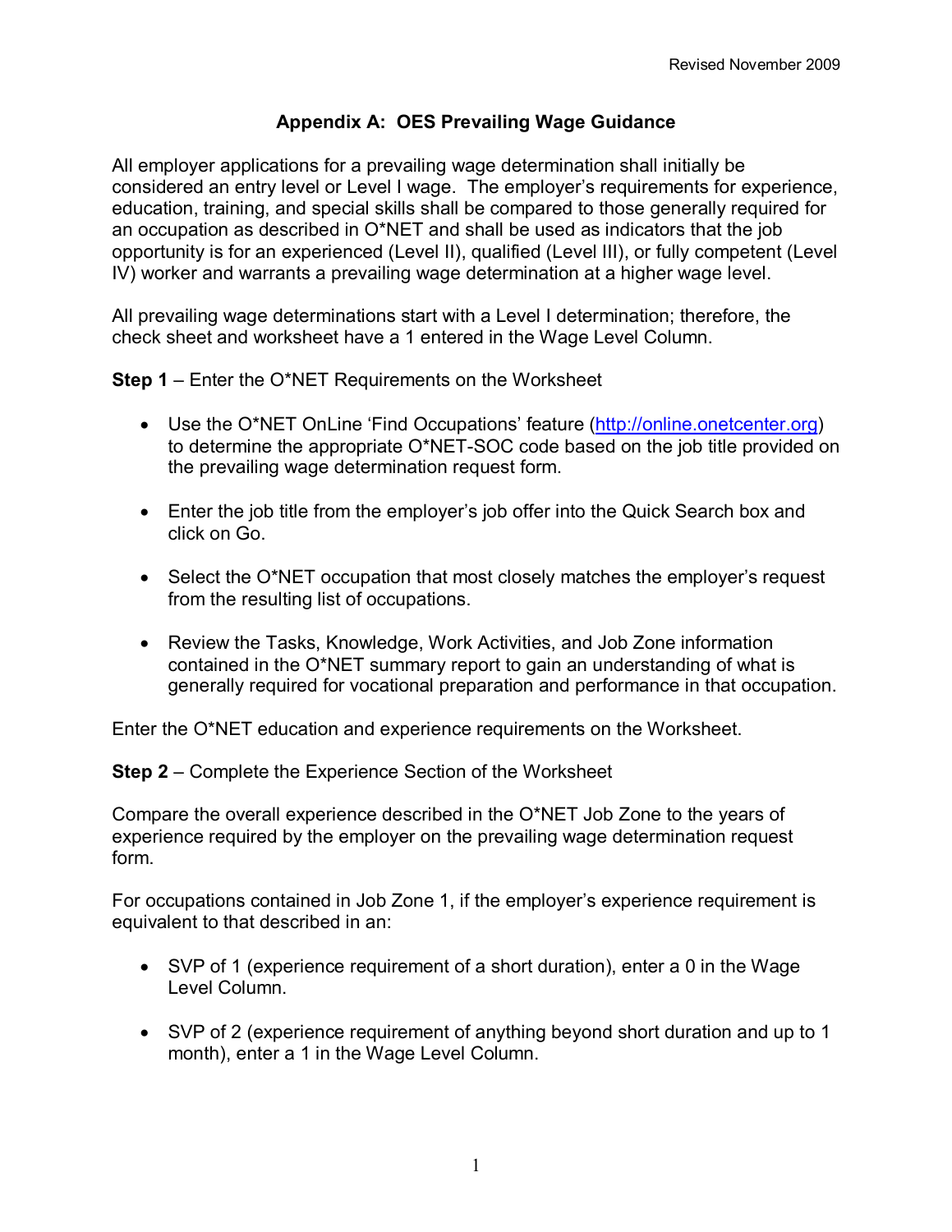Revised November 2009

## Appendix A: OES Prevailing Wage Guidance

All employer applications for a prevailing wage determination shall initially be considered an entry level or Level I wage. The employer's requirements for experience, education, training, and special skills shall be compared to those generally required for an occupation as described in O*NET and shall be used as indicators that the job opportunity is for an experienced (Level II), qualified (Level III), or fully competent (Level IV) worker and warrants a prevailing wage determination at a higher wage level.

All prevailing wage determinations start with a Level I determination; therefore, the check sheet and worksheet have a 1 entered in the Wage Level Column.

**Step 1** – Enter the O*NET Requirements on the Worksheet

- Use the O*NET OnLine 'Find Occupations' feature (http://online.onetcenter.org) to determine the appropriate O*NET-SOC code based on the job title provided on the prevailing wage determination request form.
- Enter the job title from the employer's job offer into the Quick Search box and click on Go.
- Select the O*NET occupation that most closely matches the employer's request from the resulting list of occupations.
- Review the Tasks, Knowledge, Work Activities, and Job Zone information contained in the O*NET summary report to gain an understanding of what is generally required for vocational preparation and performance in that occupation.

Enter the O*NET education and experience requirements on the Worksheet.

**Step 2** – Complete the Experience Section of the Worksheet

Compare the overall experience described in the O*NET Job Zone to the years of experience required by the employer on the prevailing wage determination request form.

For occupations contained in Job Zone 1, if the employer's experience requirement is equivalent to that described in an:

- SVP of 1 (experience requirement of a short duration), enter a 0 in the Wage Level Column.
- SVP of 2 (experience requirement of anything beyond short duration and up to 1 month), enter a 1 in the Wage Level Column.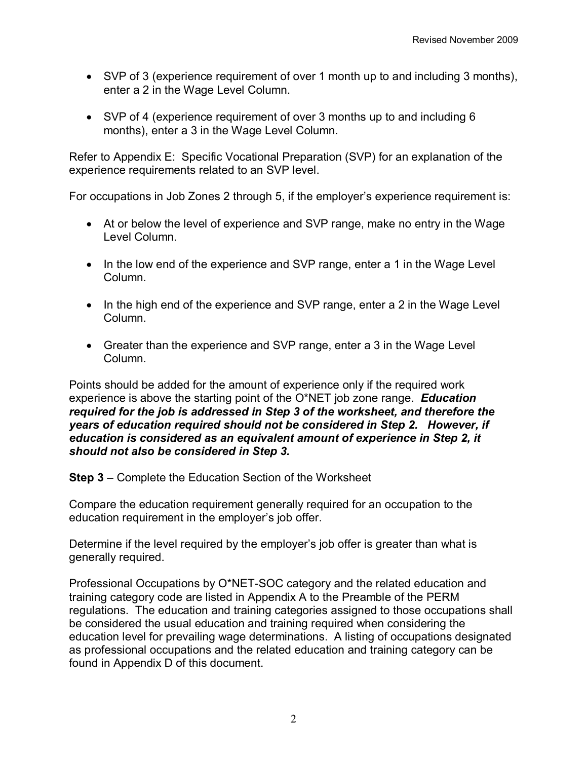- SVP of 3 (experience requirement of over 1 month up to and including 3 months), enter a 2 in the Wage Level Column.

- SVP of 4 (experience requirement of over 3 months up to and including 6 months), enter a 3 in the Wage Level Column.

Refer to Appendix E: Specific Vocational Preparation (SVP) for an explanation of the experience requirements related to an SVP level.

For occupations in Job Zones 2 through 5, if the employer's experience requirement is:

- At or below the level of experience and SVP range, make no entry in the Wage Level Column.

- In the low end of the experience and SVP range, enter a 1 in the Wage Level Column.

- In the high end of the experience and SVP range, enter a 2 in the Wage Level Column.

- Greater than the experience and SVP range, enter a 3 in the Wage Level Column.

Points should be added for the amount of experience only if the required work experience is above the starting point of the O*NET job zone range. ***Education required for the job is addressed in Step 3 of the worksheet, and therefore the years of education required should not be considered in Step 2. However, if education is considered as an equivalent amount of experience in Step 2, it should not also be considered in Step 3.***

**Step 3** – Complete the Education Section of the Worksheet

Compare the education requirement generally required for an occupation to the education requirement in the employer's job offer.

Determine if the level required by the employer's job offer is greater than what is generally required.

Professional Occupations by O*NET-SOC category and the related education and training category code are listed in Appendix A to the Preamble of the PERM regulations. The education and training categories assigned to those occupations shall be considered the usual education and training required when considering the education level for prevailing wage determinations. A listing of occupations designated as professional occupations and the related education and training category can be found in Appendix D of this document.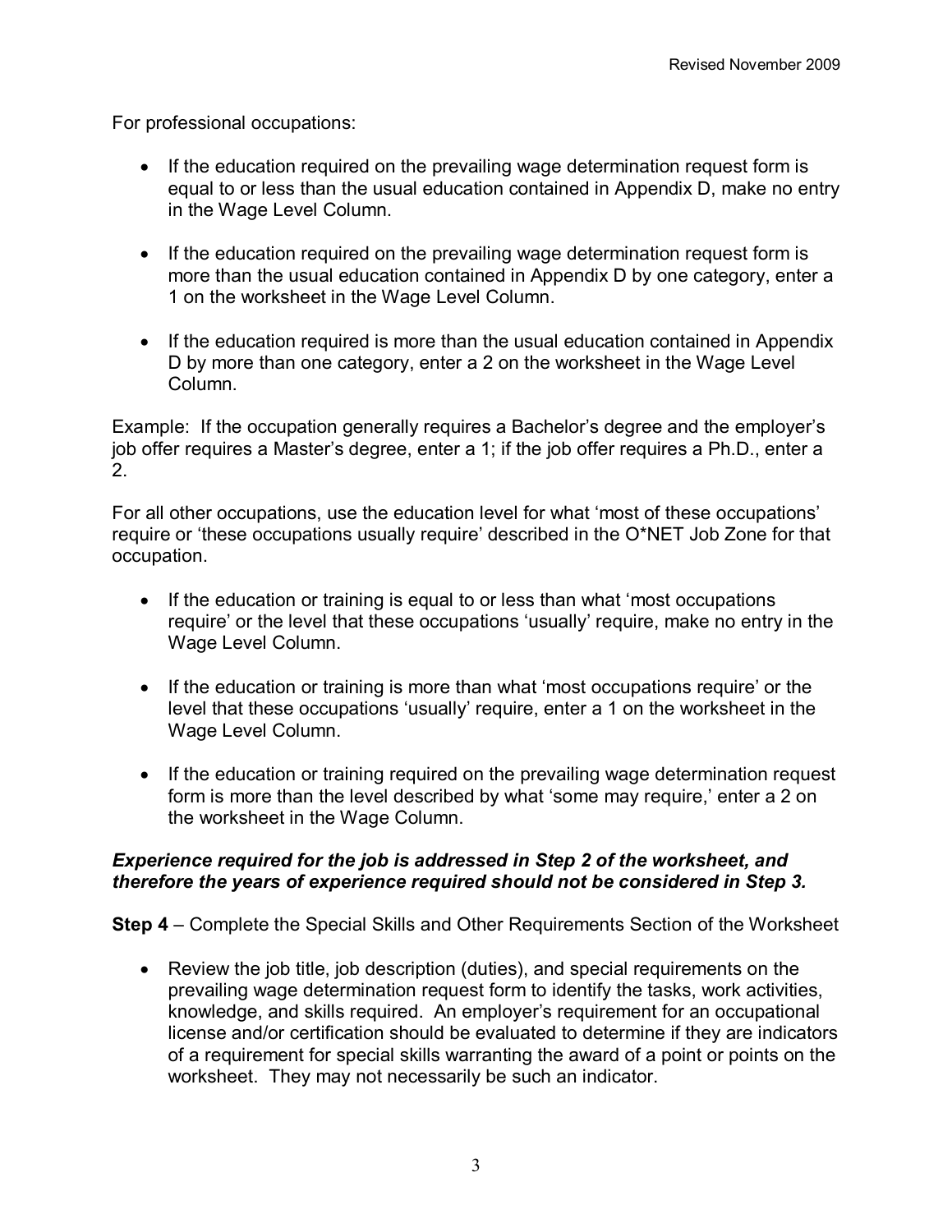For professional occupations:

- If the education required on the prevailing wage determination request form is equal to or less than the usual education contained in Appendix D, make no entry in the Wage Level Column.
- If the education required on the prevailing wage determination request form is more than the usual education contained in Appendix D by one category, enter a 1 on the worksheet in the Wage Level Column.
- If the education required is more than the usual education contained in Appendix D by more than one category, enter a 2 on the worksheet in the Wage Level Column.

Example: If the occupation generally requires a Bachelor's degree and the employer's job offer requires a Master's degree, enter a 1; if the job offer requires a Ph.D., enter a 2.

For all other occupations, use the education level for what 'most of these occupations' require or 'these occupations usually require' described in the O*NET Job Zone for that occupation.

- If the education or training is equal to or less than what 'most occupations require' or the level that these occupations 'usually' require, make no entry in the Wage Level Column.
- If the education or training is more than what 'most occupations require' or the level that these occupations 'usually' require, enter a 1 on the worksheet in the Wage Level Column.
- If the education or training required on the prevailing wage determination request form is more than the level described by what 'some may require,' enter a 2 on the worksheet in the Wage Column.

***Experience required for the job is addressed in Step 2 of the worksheet, and therefore the years of experience required should not be considered in Step 3.***

**Step 4** – Complete the Special Skills and Other Requirements Section of the Worksheet

- Review the job title, job description (duties), and special requirements on the prevailing wage determination request form to identify the tasks, work activities, knowledge, and skills required. An employer's requirement for an occupational license and/or certification should be evaluated to determine if they are indicators of a requirement for special skills warranting the award of a point or points on the worksheet. They may not necessarily be such an indicator.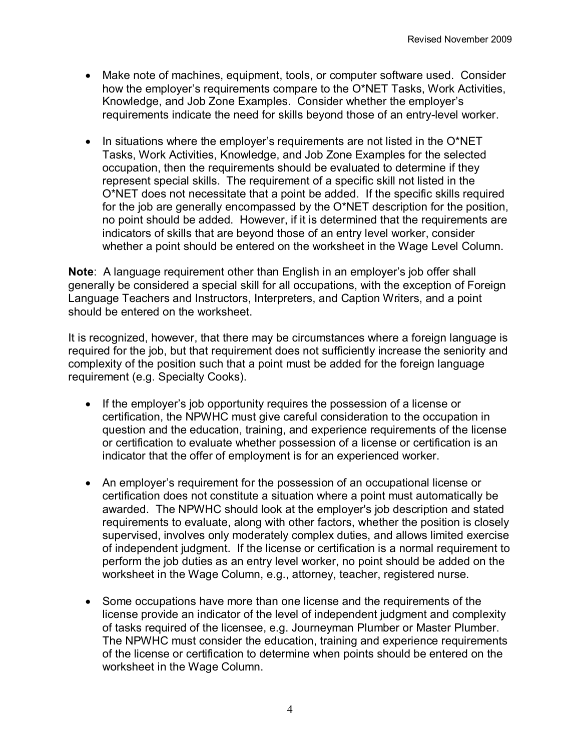- Make note of machines, equipment, tools, or computer software used. Consider how the employer's requirements compare to the O*NET Tasks, Work Activities, Knowledge, and Job Zone Examples. Consider whether the employer's requirements indicate the need for skills beyond those of an entry-level worker.

- In situations where the employer's requirements are not listed in the O*NET Tasks, Work Activities, Knowledge, and Job Zone Examples for the selected occupation, then the requirements should be evaluated to determine if they represent special skills. The requirement of a specific skill not listed in the O*NET does not necessitate that a point be added. If the specific skills required for the job are generally encompassed by the O*NET description for the position, no point should be added. However, if it is determined that the requirements are indicators of skills that are beyond those of an entry level worker, consider whether a point should be entered on the worksheet in the Wage Level Column.

**Note**: A language requirement other than English in an employer's job offer shall generally be considered a special skill for all occupations, with the exception of Foreign Language Teachers and Instructors, Interpreters, and Caption Writers, and a point should be entered on the worksheet.

It is recognized, however, that there may be circumstances where a foreign language is required for the job, but that requirement does not sufficiently increase the seniority and complexity of the position such that a point must be added for the foreign language requirement (e.g. Specialty Cooks).

- If the employer's job opportunity requires the possession of a license or certification, the NPWHC must give careful consideration to the occupation in question and the education, training, and experience requirements of the license or certification to evaluate whether possession of a license or certification is an indicator that the offer of employment is for an experienced worker.

- An employer's requirement for the possession of an occupational license or certification does not constitute a situation where a point must automatically be awarded. The NPWHC should look at the employer's job description and stated requirements to evaluate, along with other factors, whether the position is closely supervised, involves only moderately complex duties, and allows limited exercise of independent judgment. If the license or certification is a normal requirement to perform the job duties as an entry level worker, no point should be added on the worksheet in the Wage Column, e.g., attorney, teacher, registered nurse.

- Some occupations have more than one license and the requirements of the license provide an indicator of the level of independent judgment and complexity of tasks required of the licensee, e.g. Journeyman Plumber or Master Plumber. The NPWHC must consider the education, training and experience requirements of the license or certification to determine when points should be entered on the worksheet in the Wage Column.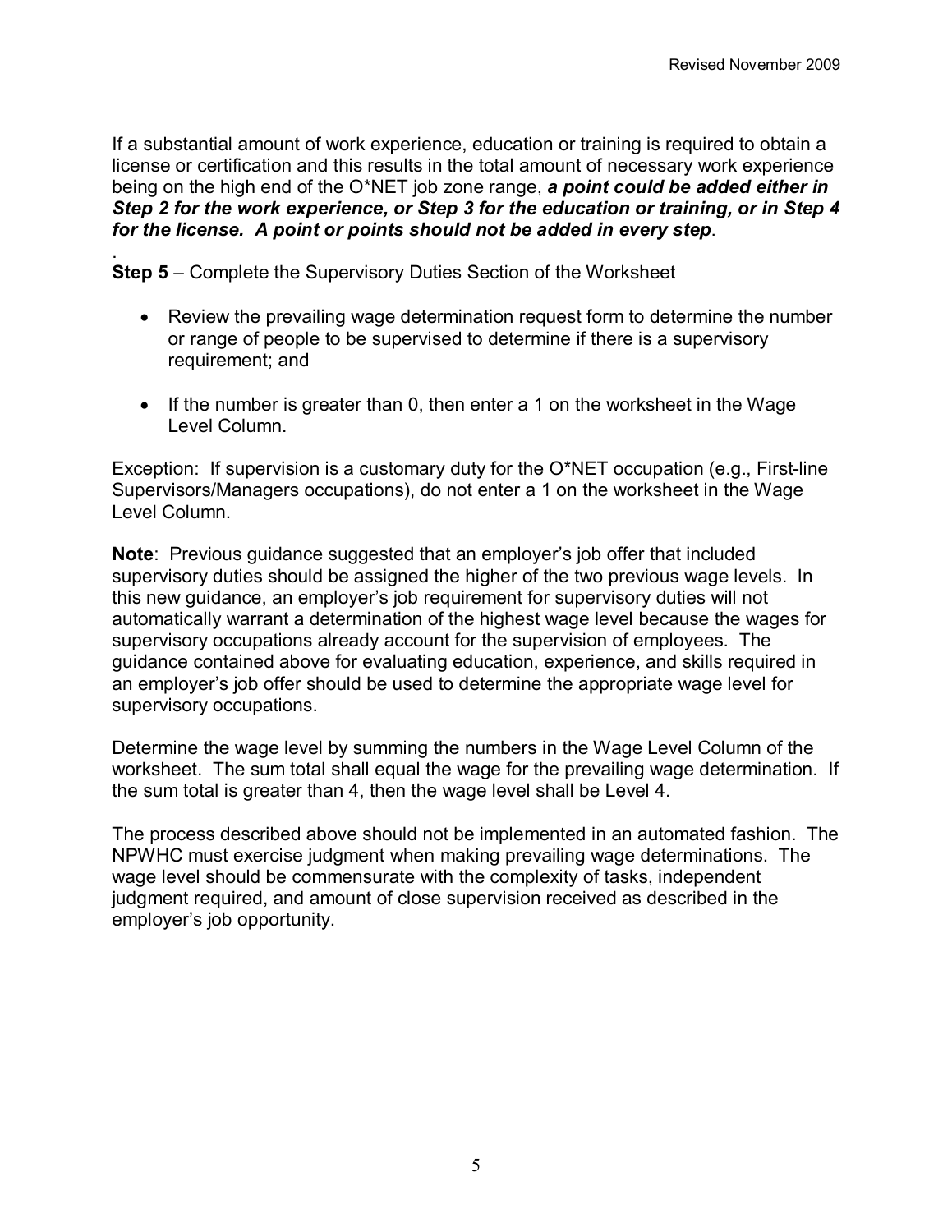If a substantial amount of work experience, education or training is required to obtain a license or certification and this results in the total amount of necessary work experience being on the high end of the O*NET job zone range, ***a point could be added either in Step 2 for the work experience, or Step 3 for the education or training, or in Step 4 for the license. A point or points should not be added in every step***.

.
**Step 5** – Complete the Supervisory Duties Section of the Worksheet

- Review the prevailing wage determination request form to determine the number or range of people to be supervised to determine if there is a supervisory requirement; and

- If the number is greater than 0, then enter a 1 on the worksheet in the Wage Level Column.

Exception: If supervision is a customary duty for the O*NET occupation (e.g., First-line Supervisors/Managers occupations), do not enter a 1 on the worksheet in the Wage Level Column.

**Note**: Previous guidance suggested that an employer's job offer that included supervisory duties should be assigned the higher of the two previous wage levels. In this new guidance, an employer's job requirement for supervisory duties will not automatically warrant a determination of the highest wage level because the wages for supervisory occupations already account for the supervision of employees. The guidance contained above for evaluating education, experience, and skills required in an employer's job offer should be used to determine the appropriate wage level for supervisory occupations.

Determine the wage level by summing the numbers in the Wage Level Column of the worksheet. The sum total shall equal the wage for the prevailing wage determination. If the sum total is greater than 4, then the wage level shall be Level 4.

The process described above should not be implemented in an automated fashion. The NPWHC must exercise judgment when making prevailing wage determinations. The wage level should be commensurate with the complexity of tasks, independent judgment required, and amount of close supervision received as described in the employer's job opportunity.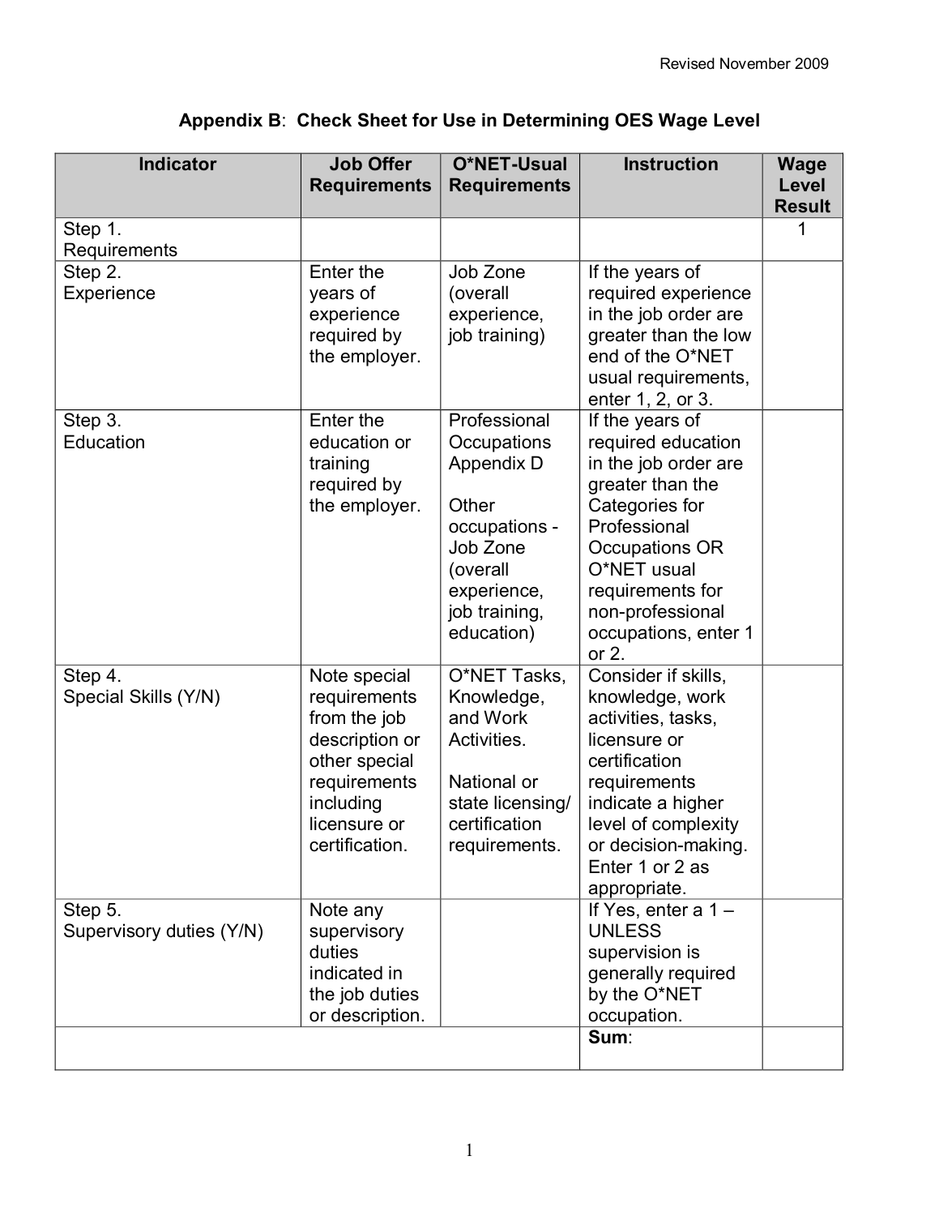## Appendix B: Check Sheet for Use in Determining OES Wage Level

| Indicator | Job Offer Requirements | O*NET-Usual Requirements | Instruction | Wage Level Result |
|---|---|---|---|---|
| Step 1. Requirements | | | | 1 |
| Step 2. Experience | Enter the years of experience required by the employer. | Job Zone (overall experience, job training) | If the years of required experience in the job order are greater than the low end of the O*NET usual requirements, enter 1, 2, or 3. | |
| Step 3. Education | Enter the education or training required by the employer. | Professional Occupations Appendix D<br><br>Other occupations - Job Zone (overall experience, job training, education) | If the years of required education in the job order are greater than the Categories for Professional Occupations OR O*NET usual requirements for non-professional occupations, enter 1 or 2. | |
| Step 4. Special Skills (Y/N) | Note special requirements from the job description or other special requirements including licensure or certification. | O*NET Tasks, Knowledge, and Work Activities.<br><br>National or state licensing/ certification requirements. | Consider if skills, knowledge, work activities, tasks, licensure or certification requirements indicate a higher level of complexity or decision-making. Enter 1 or 2 as appropriate. | |
| Step 5. Supervisory duties (Y/N) | Note any supervisory duties indicated in the job duties or description. | | If Yes, enter a 1 – UNLESS supervision is generally required by the O*NET occupation. | |
| | | | **Sum**: | |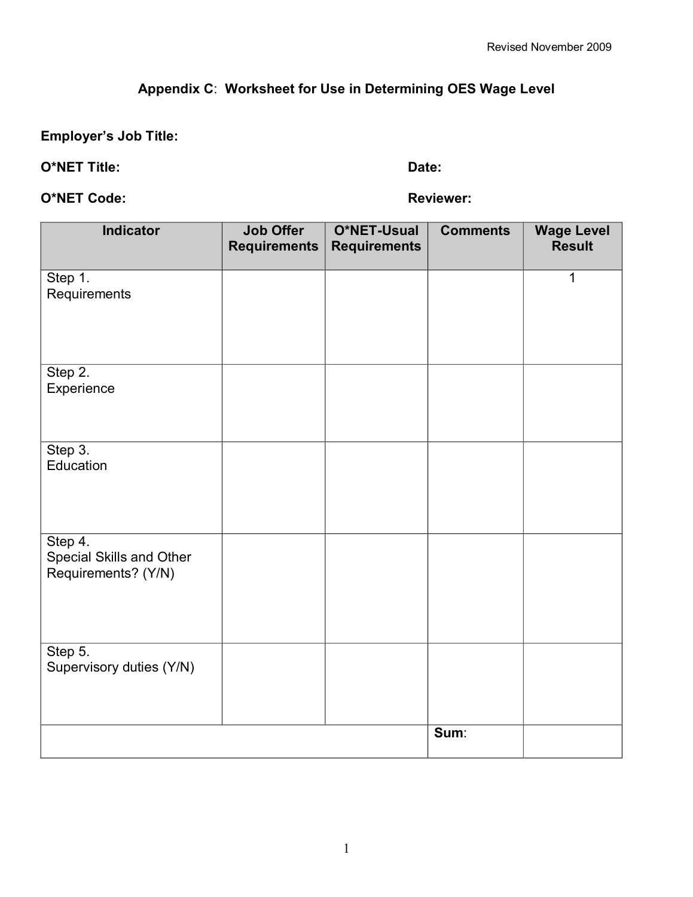Revised November 2009

## Appendix C: Worksheet for Use in Determining OES Wage Level

**Employer's Job Title:**

**O*NET Title:** **Date:**

**O*NET Code:** **Reviewer:**

| Indicator | Job Offer Requirements | O*NET-Usual Requirements | Comments | Wage Level Result |
|---|---|---|---|---|
| Step 1. Requirements | | | | 1 |
| Step 2. Experience | | | | |
| Step 3. Education | | | | |
| Step 4. Special Skills and Other Requirements? (Y/N) | | | | |
| Step 5. Supervisory duties (Y/N) | | | | |
| | | | **Sum**: | |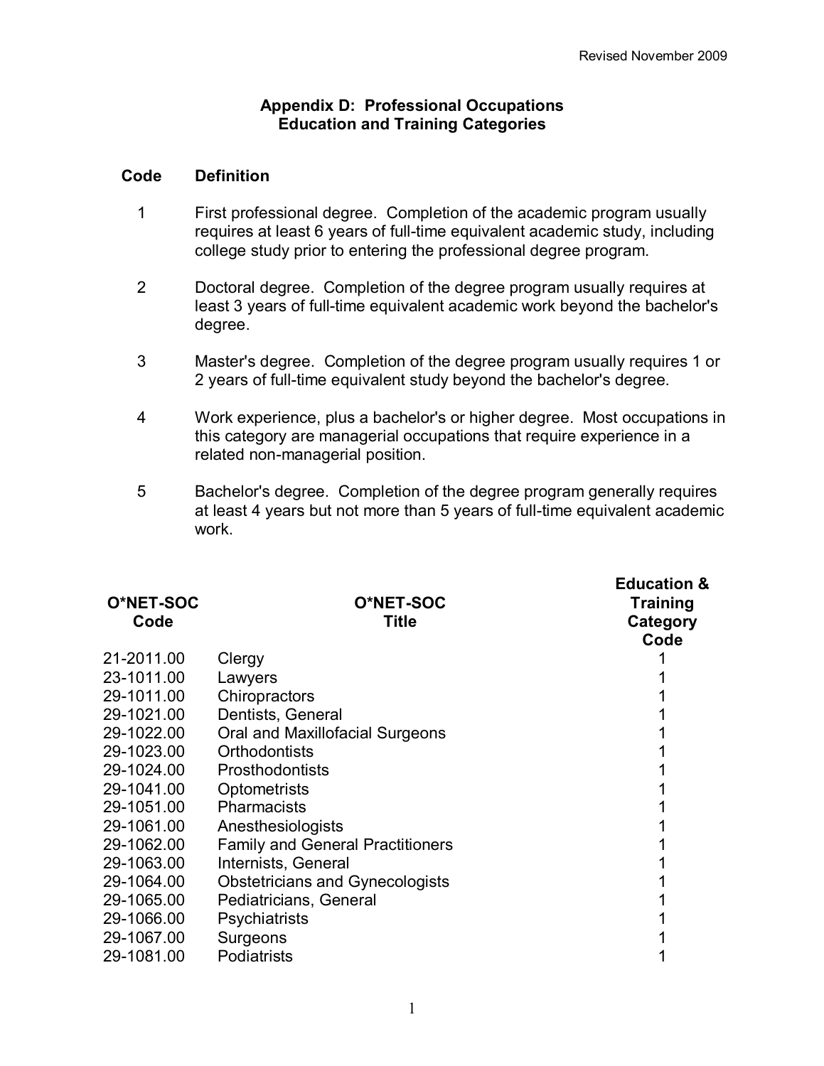Revised November 2009

## Appendix D: Professional Occupations
## Education and Training Categories

| Code | Definition |
|---|---|
| 1 | First professional degree. Completion of the academic program usually requires at least 6 years of full-time equivalent academic study, including college study prior to entering the professional degree program. |
| 2 | Doctoral degree. Completion of the degree program usually requires at least 3 years of full-time equivalent academic work beyond the bachelor's degree. |
| 3 | Master's degree. Completion of the degree program usually requires 1 or 2 years of full-time equivalent study beyond the bachelor's degree. |
| 4 | Work experience, plus a bachelor's or higher degree. Most occupations in this category are managerial occupations that require experience in a related non-managerial position. |
| 5 | Bachelor's degree. Completion of the degree program generally requires at least 4 years but not more than 5 years of full-time equivalent academic work. |

| O*NET-SOC Code | O*NET-SOC Title | Education & Training Category Code |
|---|---|---|
| 21-2011.00 | Clergy | 1 |
| 23-1011.00 | Lawyers | 1 |
| 29-1011.00 | Chiropractors | 1 |
| 29-1021.00 | Dentists, General | 1 |
| 29-1022.00 | Oral and Maxillofacial Surgeons | 1 |
| 29-1023.00 | Orthodontists | 1 |
| 29-1024.00 | Prosthodontists | 1 |
| 29-1041.00 | Optometrists | 1 |
| 29-1051.00 | Pharmacists | 1 |
| 29-1061.00 | Anesthesiologists | 1 |
| 29-1062.00 | Family and General Practitioners | 1 |
| 29-1063.00 | Internists, General | 1 |
| 29-1064.00 | Obstetricians and Gynecologists | 1 |
| 29-1065.00 | Pediatricians, General | 1 |
| 29-1066.00 | Psychiatrists | 1 |
| 29-1067.00 | Surgeons | 1 |
| 29-1081.00 | Podiatrists | 1 |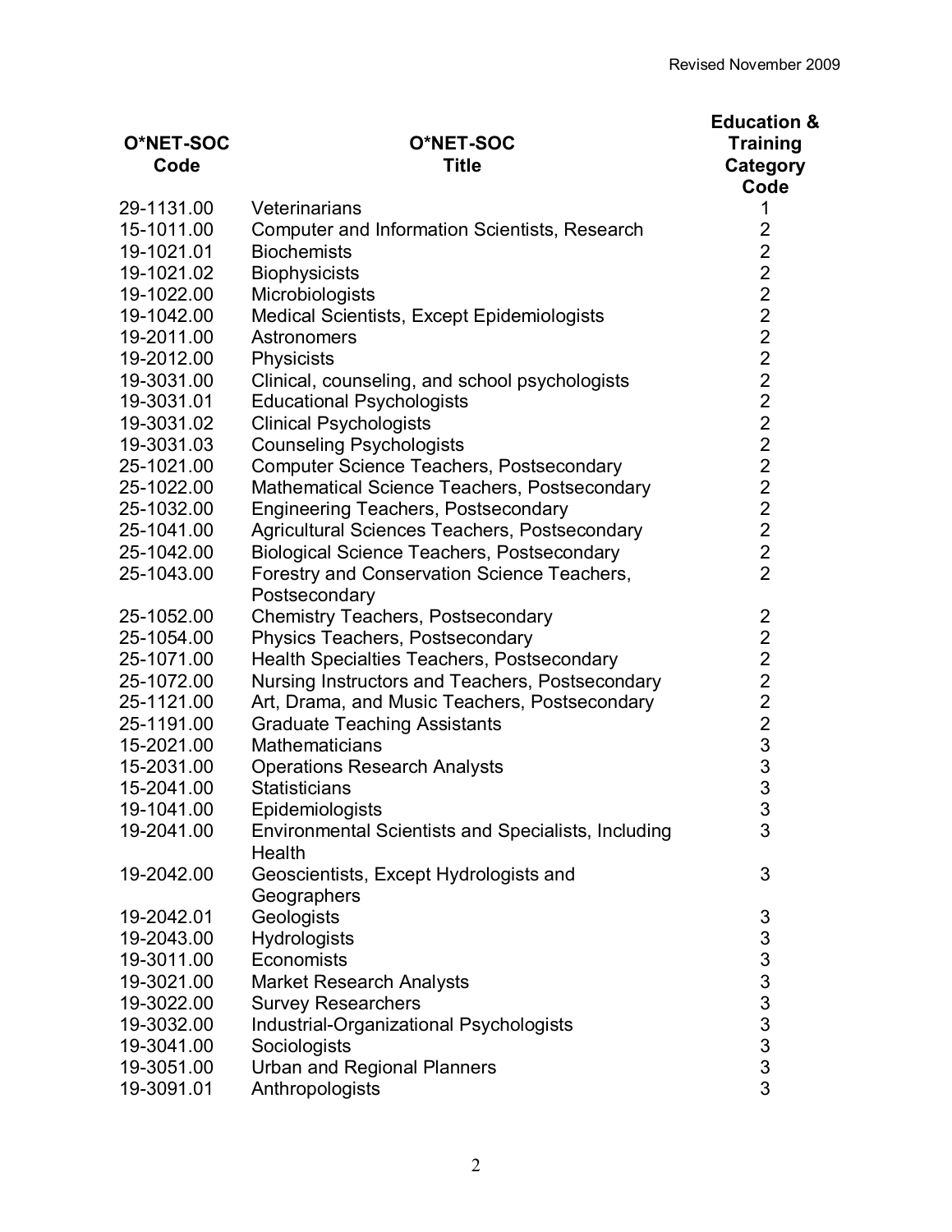Revised November 2009

| O*NET-SOC Code | O*NET-SOC Title | Education & Training Category Code |
|---|---|---|
| 29-1131.00 | Veterinarians | 1 |
| 15-1011.00 | Computer and Information Scientists, Research | 2 |
| 19-1021.01 | Biochemists | 2 |
| 19-1021.02 | Biophysicists | 2 |
| 19-1022.00 | Microbiologists | 2 |
| 19-1042.00 | Medical Scientists, Except Epidemiologists | 2 |
| 19-2011.00 | Astronomers | 2 |
| 19-2012.00 | Physicists | 2 |
| 19-3031.00 | Clinical, counseling, and school psychologists | 2 |
| 19-3031.01 | Educational Psychologists | 2 |
| 19-3031.02 | Clinical Psychologists | 2 |
| 19-3031.03 | Counseling Psychologists | 2 |
| 25-1021.00 | Computer Science Teachers, Postsecondary | 2 |
| 25-1022.00 | Mathematical Science Teachers, Postsecondary | 2 |
| 25-1032.00 | Engineering Teachers, Postsecondary | 2 |
| 25-1041.00 | Agricultural Sciences Teachers, Postsecondary | 2 |
| 25-1042.00 | Biological Science Teachers, Postsecondary | 2 |
| 25-1043.00 | Forestry and Conservation Science Teachers, Postsecondary | 2 |
| 25-1052.00 | Chemistry Teachers, Postsecondary | 2 |
| 25-1054.00 | Physics Teachers, Postsecondary | 2 |
| 25-1071.00 | Health Specialties Teachers, Postsecondary | 2 |
| 25-1072.00 | Nursing Instructors and Teachers, Postsecondary | 2 |
| 25-1121.00 | Art, Drama, and Music Teachers, Postsecondary | 2 |
| 25-1191.00 | Graduate Teaching Assistants | 2 |
| 15-2021.00 | Mathematicians | 3 |
| 15-2031.00 | Operations Research Analysts | 3 |
| 15-2041.00 | Statisticians | 3 |
| 19-1041.00 | Epidemiologists | 3 |
| 19-2041.00 | Environmental Scientists and Specialists, Including Health | 3 |
| 19-2042.00 | Geoscientists, Except Hydrologists and Geographers | 3 |
| 19-2042.01 | Geologists | 3 |
| 19-2043.00 | Hydrologists | 3 |
| 19-3011.00 | Economists | 3 |
| 19-3021.00 | Market Research Analysts | 3 |
| 19-3022.00 | Survey Researchers | 3 |
| 19-3032.00 | Industrial-Organizational Psychologists | 3 |
| 19-3041.00 | Sociologists | 3 |
| 19-3051.00 | Urban and Regional Planners | 3 |
| 19-3091.01 | Anthropologists | 3 |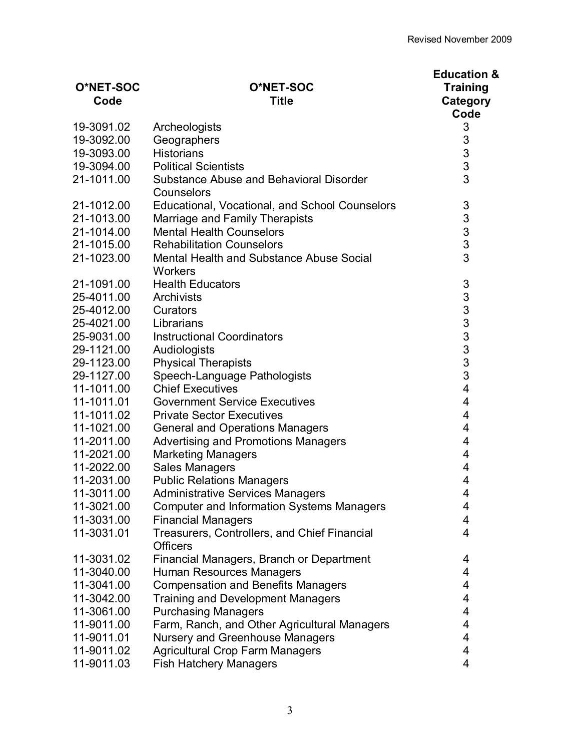| O*NET-SOC Code | O*NET-SOC Title | Education & Training Category Code |
|---|---|---|
| 19-3091.02 | Archeologists | 3 |
| 19-3092.00 | Geographers | 3 |
| 19-3093.00 | Historians | 3 |
| 19-3094.00 | Political Scientists | 3 |
| 21-1011.00 | Substance Abuse and Behavioral Disorder Counselors | 3 |
| 21-1012.00 | Educational, Vocational, and School Counselors | 3 |
| 21-1013.00 | Marriage and Family Therapists | 3 |
| 21-1014.00 | Mental Health Counselors | 3 |
| 21-1015.00 | Rehabilitation Counselors | 3 |
| 21-1023.00 | Mental Health and Substance Abuse Social Workers | 3 |
| 21-1091.00 | Health Educators | 3 |
| 25-4011.00 | Archivists | 3 |
| 25-4012.00 | Curators | 3 |
| 25-4021.00 | Librarians | 3 |
| 25-9031.00 | Instructional Coordinators | 3 |
| 29-1121.00 | Audiologists | 3 |
| 29-1123.00 | Physical Therapists | 3 |
| 29-1127.00 | Speech-Language Pathologists | 3 |
| 11-1011.00 | Chief Executives | 4 |
| 11-1011.01 | Government Service Executives | 4 |
| 11-1011.02 | Private Sector Executives | 4 |
| 11-1021.00 | General and Operations Managers | 4 |
| 11-2011.00 | Advertising and Promotions Managers | 4 |
| 11-2021.00 | Marketing Managers | 4 |
| 11-2022.00 | Sales Managers | 4 |
| 11-2031.00 | Public Relations Managers | 4 |
| 11-3011.00 | Administrative Services Managers | 4 |
| 11-3021.00 | Computer and Information Systems Managers | 4 |
| 11-3031.00 | Financial Managers | 4 |
| 11-3031.01 | Treasurers, Controllers, and Chief Financial Officers | 4 |
| 11-3031.02 | Financial Managers, Branch or Department | 4 |
| 11-3040.00 | Human Resources Managers | 4 |
| 11-3041.00 | Compensation and Benefits Managers | 4 |
| 11-3042.00 | Training and Development Managers | 4 |
| 11-3061.00 | Purchasing Managers | 4 |
| 11-9011.00 | Farm, Ranch, and Other Agricultural Managers | 4 |
| 11-9011.01 | Nursery and Greenhouse Managers | 4 |
| 11-9011.02 | Agricultural Crop Farm Managers | 4 |
| 11-9011.03 | Fish Hatchery Managers | 4 |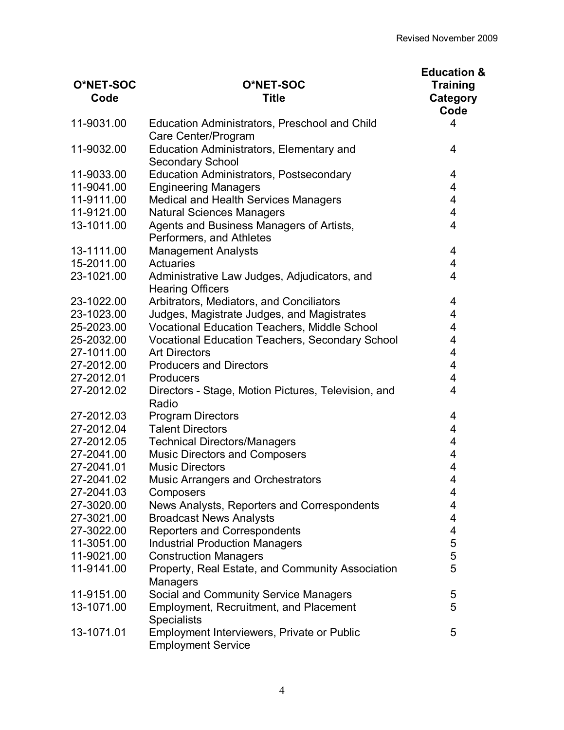| O*NET-SOC Code | O*NET-SOC Title | Education & Training Category Code |
|---|---|---|
| 11-9031.00 | Education Administrators, Preschool and Child Care Center/Program | 4 |
| 11-9032.00 | Education Administrators, Elementary and Secondary School | 4 |
| 11-9033.00 | Education Administrators, Postsecondary | 4 |
| 11-9041.00 | Engineering Managers | 4 |
| 11-9111.00 | Medical and Health Services Managers | 4 |
| 11-9121.00 | Natural Sciences Managers | 4 |
| 13-1011.00 | Agents and Business Managers of Artists, Performers, and Athletes | 4 |
| 13-1111.00 | Management Analysts | 4 |
| 15-2011.00 | Actuaries | 4 |
| 23-1021.00 | Administrative Law Judges, Adjudicators, and Hearing Officers | 4 |
| 23-1022.00 | Arbitrators, Mediators, and Conciliators | 4 |
| 23-1023.00 | Judges, Magistrate Judges, and Magistrates | 4 |
| 25-2023.00 | Vocational Education Teachers, Middle School | 4 |
| 25-2032.00 | Vocational Education Teachers, Secondary School | 4 |
| 27-1011.00 | Art Directors | 4 |
| 27-2012.00 | Producers and Directors | 4 |
| 27-2012.01 | Producers | 4 |
| 27-2012.02 | Directors - Stage, Motion Pictures, Television, and Radio | 4 |
| 27-2012.03 | Program Directors | 4 |
| 27-2012.04 | Talent Directors | 4 |
| 27-2012.05 | Technical Directors/Managers | 4 |
| 27-2041.00 | Music Directors and Composers | 4 |
| 27-2041.01 | Music Directors | 4 |
| 27-2041.02 | Music Arrangers and Orchestrators | 4 |
| 27-2041.03 | Composers | 4 |
| 27-3020.00 | News Analysts, Reporters and Correspondents | 4 |
| 27-3021.00 | Broadcast News Analysts | 4 |
| 27-3022.00 | Reporters and Correspondents | 4 |
| 11-3051.00 | Industrial Production Managers | 5 |
| 11-9021.00 | Construction Managers | 5 |
| 11-9141.00 | Property, Real Estate, and Community Association Managers | 5 |
| 11-9151.00 | Social and Community Service Managers | 5 |
| 13-1071.00 | Employment, Recruitment, and Placement Specialists | 5 |
| 13-1071.01 | Employment Interviewers, Private or Public Employment Service | 5 |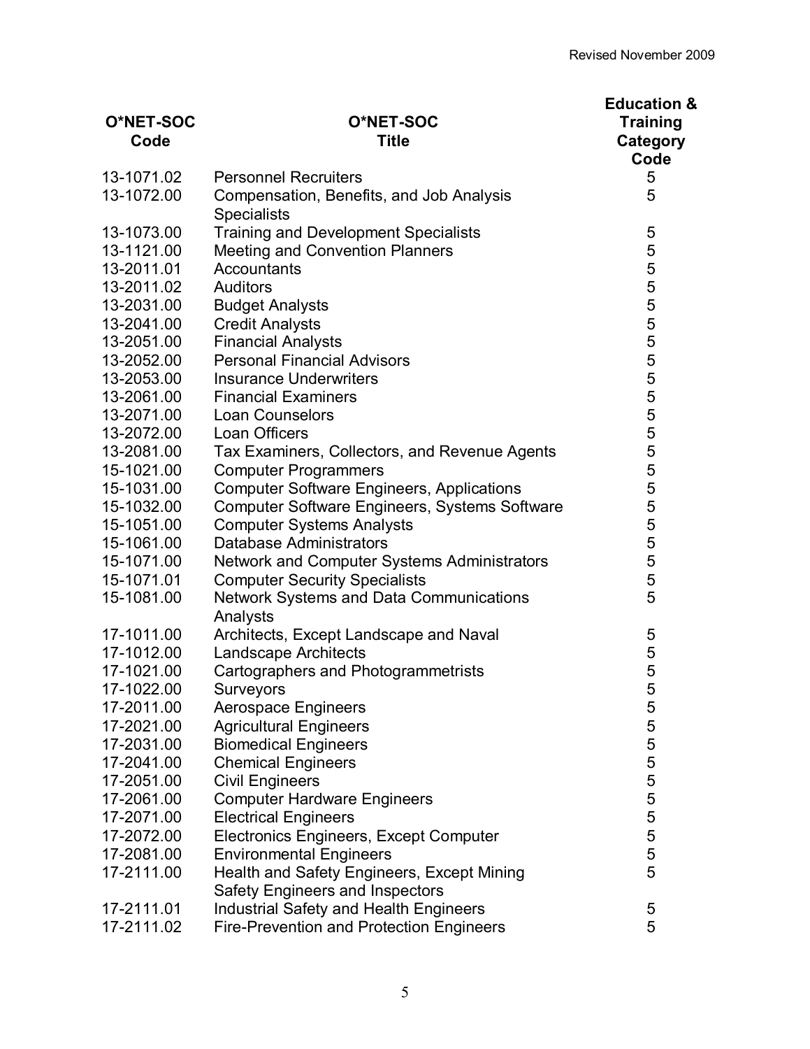Revised November 2009

| O*NET-SOC Code | O*NET-SOC Title | Education & Training Category Code |
|---|---|---|
| 13-1071.02 | Personnel Recruiters | 5 |
| 13-1072.00 | Compensation, Benefits, and Job Analysis Specialists | 5 |
| 13-1073.00 | Training and Development Specialists | 5 |
| 13-1121.00 | Meeting and Convention Planners | 5 |
| 13-2011.01 | Accountants | 5 |
| 13-2011.02 | Auditors | 5 |
| 13-2031.00 | Budget Analysts | 5 |
| 13-2041.00 | Credit Analysts | 5 |
| 13-2051.00 | Financial Analysts | 5 |
| 13-2052.00 | Personal Financial Advisors | 5 |
| 13-2053.00 | Insurance Underwriters | 5 |
| 13-2061.00 | Financial Examiners | 5 |
| 13-2071.00 | Loan Counselors | 5 |
| 13-2072.00 | Loan Officers | 5 |
| 13-2081.00 | Tax Examiners, Collectors, and Revenue Agents | 5 |
| 15-1021.00 | Computer Programmers | 5 |
| 15-1031.00 | Computer Software Engineers, Applications | 5 |
| 15-1032.00 | Computer Software Engineers, Systems Software | 5 |
| 15-1051.00 | Computer Systems Analysts | 5 |
| 15-1061.00 | Database Administrators | 5 |
| 15-1071.00 | Network and Computer Systems Administrators | 5 |
| 15-1071.01 | Computer Security Specialists | 5 |
| 15-1081.00 | Network Systems and Data Communications Analysts | 5 |
| 17-1011.00 | Architects, Except Landscape and Naval | 5 |
| 17-1012.00 | Landscape Architects | 5 |
| 17-1021.00 | Cartographers and Photogrammetrists | 5 |
| 17-1022.00 | Surveyors | 5 |
| 17-2011.00 | Aerospace Engineers | 5 |
| 17-2021.00 | Agricultural Engineers | 5 |
| 17-2031.00 | Biomedical Engineers | 5 |
| 17-2041.00 | Chemical Engineers | 5 |
| 17-2051.00 | Civil Engineers | 5 |
| 17-2061.00 | Computer Hardware Engineers | 5 |
| 17-2071.00 | Electrical Engineers | 5 |
| 17-2072.00 | Electronics Engineers, Except Computer | 5 |
| 17-2081.00 | Environmental Engineers | 5 |
| 17-2111.00 | Health and Safety Engineers, Except Mining Safety Engineers and Inspectors | 5 |
| 17-2111.01 | Industrial Safety and Health Engineers | 5 |
| 17-2111.02 | Fire-Prevention and Protection Engineers | 5 |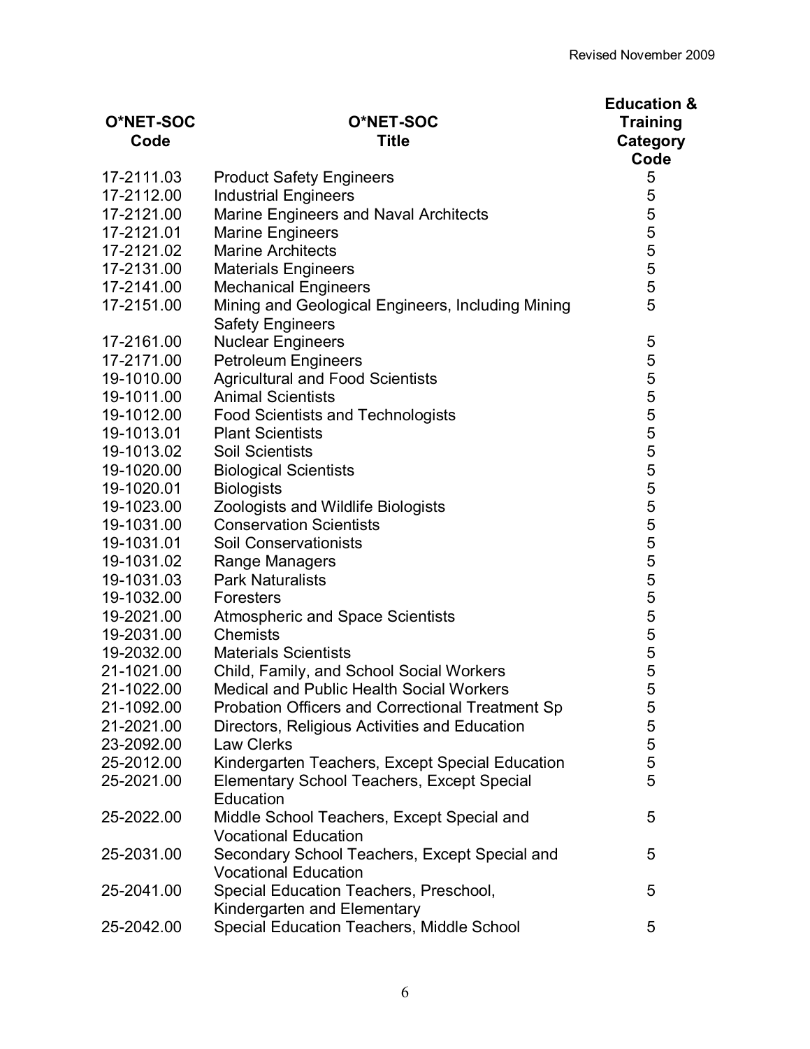| O*NET-SOC Code | O*NET-SOC Title | Education & Training Category Code |
|---|---|---|
| 17-2111.03 | Product Safety Engineers | 5 |
| 17-2112.00 | Industrial Engineers | 5 |
| 17-2121.00 | Marine Engineers and Naval Architects | 5 |
| 17-2121.01 | Marine Engineers | 5 |
| 17-2121.02 | Marine Architects | 5 |
| 17-2131.00 | Materials Engineers | 5 |
| 17-2141.00 | Mechanical Engineers | 5 |
| 17-2151.00 | Mining and Geological Engineers, Including Mining Safety Engineers | 5 |
| 17-2161.00 | Nuclear Engineers | 5 |
| 17-2171.00 | Petroleum Engineers | 5 |
| 19-1010.00 | Agricultural and Food Scientists | 5 |
| 19-1011.00 | Animal Scientists | 5 |
| 19-1012.00 | Food Scientists and Technologists | 5 |
| 19-1013.01 | Plant Scientists | 5 |
| 19-1013.02 | Soil Scientists | 5 |
| 19-1020.00 | Biological Scientists | 5 |
| 19-1020.01 | Biologists | 5 |
| 19-1023.00 | Zoologists and Wildlife Biologists | 5 |
| 19-1031.00 | Conservation Scientists | 5 |
| 19-1031.01 | Soil Conservationists | 5 |
| 19-1031.02 | Range Managers | 5 |
| 19-1031.03 | Park Naturalists | 5 |
| 19-1032.00 | Foresters | 5 |
| 19-2021.00 | Atmospheric and Space Scientists | 5 |
| 19-2031.00 | Chemists | 5 |
| 19-2032.00 | Materials Scientists | 5 |
| 21-1021.00 | Child, Family, and School Social Workers | 5 |
| 21-1022.00 | Medical and Public Health Social Workers | 5 |
| 21-1092.00 | Probation Officers and Correctional Treatment Sp | 5 |
| 21-2021.00 | Directors, Religious Activities and Education | 5 |
| 23-2092.00 | Law Clerks | 5 |
| 25-2012.00 | Kindergarten Teachers, Except Special Education | 5 |
| 25-2021.00 | Elementary School Teachers, Except Special Education | 5 |
| 25-2022.00 | Middle School Teachers, Except Special and Vocational Education | 5 |
| 25-2031.00 | Secondary School Teachers, Except Special and Vocational Education | 5 |
| 25-2041.00 | Special Education Teachers, Preschool, Kindergarten and Elementary | 5 |
| 25-2042.00 | Special Education Teachers, Middle School | 5 |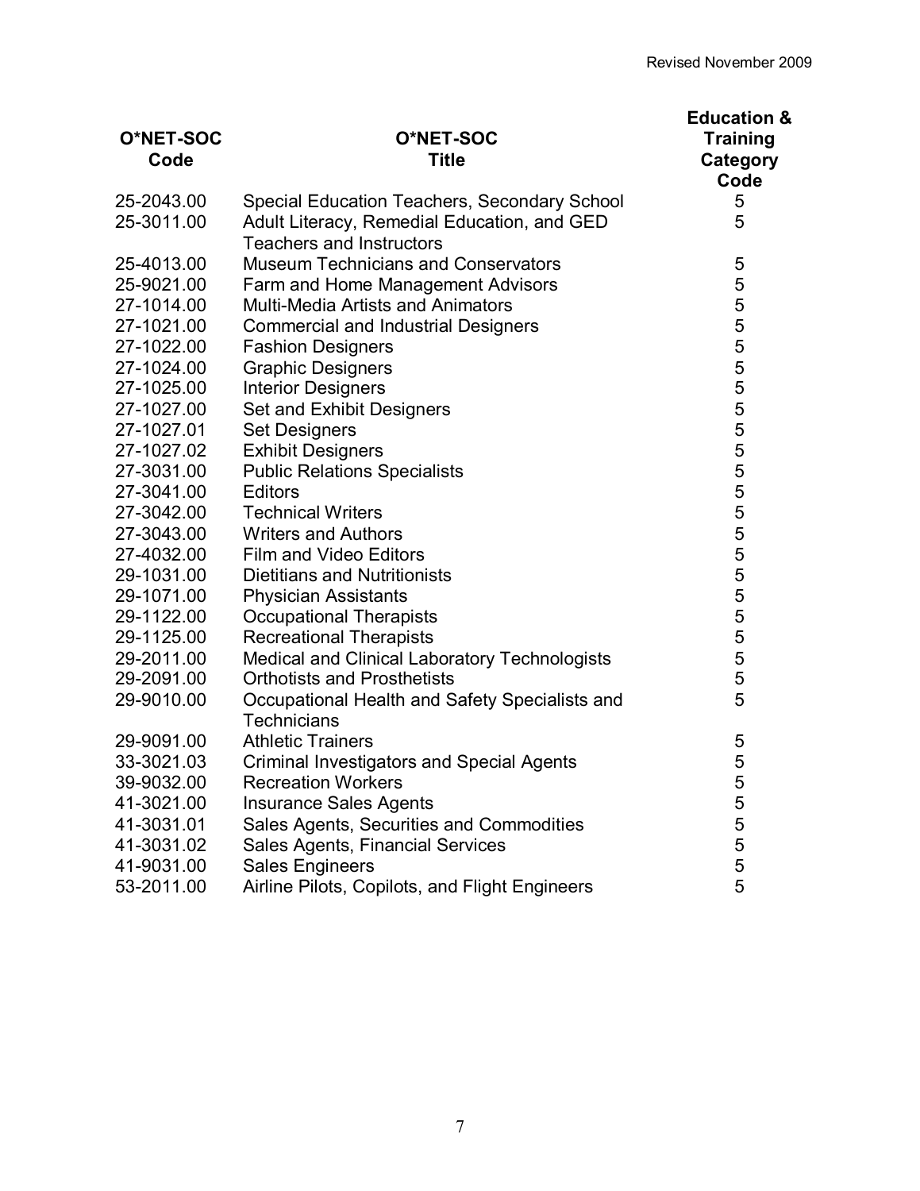| O*NET-SOC Code | O*NET-SOC Title | Education & Training Category Code |
|---|---|---|
| 25-2043.00 | Special Education Teachers, Secondary School | 5 |
| 25-3011.00 | Adult Literacy, Remedial Education, and GED Teachers and Instructors | 5 |
| 25-4013.00 | Museum Technicians and Conservators | 5 |
| 25-9021.00 | Farm and Home Management Advisors | 5 |
| 27-1014.00 | Multi-Media Artists and Animators | 5 |
| 27-1021.00 | Commercial and Industrial Designers | 5 |
| 27-1022.00 | Fashion Designers | 5 |
| 27-1024.00 | Graphic Designers | 5 |
| 27-1025.00 | Interior Designers | 5 |
| 27-1027.00 | Set and Exhibit Designers | 5 |
| 27-1027.01 | Set Designers | 5 |
| 27-1027.02 | Exhibit Designers | 5 |
| 27-3031.00 | Public Relations Specialists | 5 |
| 27-3041.00 | Editors | 5 |
| 27-3042.00 | Technical Writers | 5 |
| 27-3043.00 | Writers and Authors | 5 |
| 27-4032.00 | Film and Video Editors | 5 |
| 29-1031.00 | Dietitians and Nutritionists | 5 |
| 29-1071.00 | Physician Assistants | 5 |
| 29-1122.00 | Occupational Therapists | 5 |
| 29-1125.00 | Recreational Therapists | 5 |
| 29-2011.00 | Medical and Clinical Laboratory Technologists | 5 |
| 29-2091.00 | Orthotists and Prosthetists | 5 |
| 29-9010.00 | Occupational Health and Safety Specialists and Technicians | 5 |
| 29-9091.00 | Athletic Trainers | 5 |
| 33-3021.03 | Criminal Investigators and Special Agents | 5 |
| 39-9032.00 | Recreation Workers | 5 |
| 41-3021.00 | Insurance Sales Agents | 5 |
| 41-3031.01 | Sales Agents, Securities and Commodities | 5 |
| 41-3031.02 | Sales Agents, Financial Services | 5 |
| 41-9031.00 | Sales Engineers | 5 |
| 53-2011.00 | Airline Pilots, Copilots, and Flight Engineers | 5 |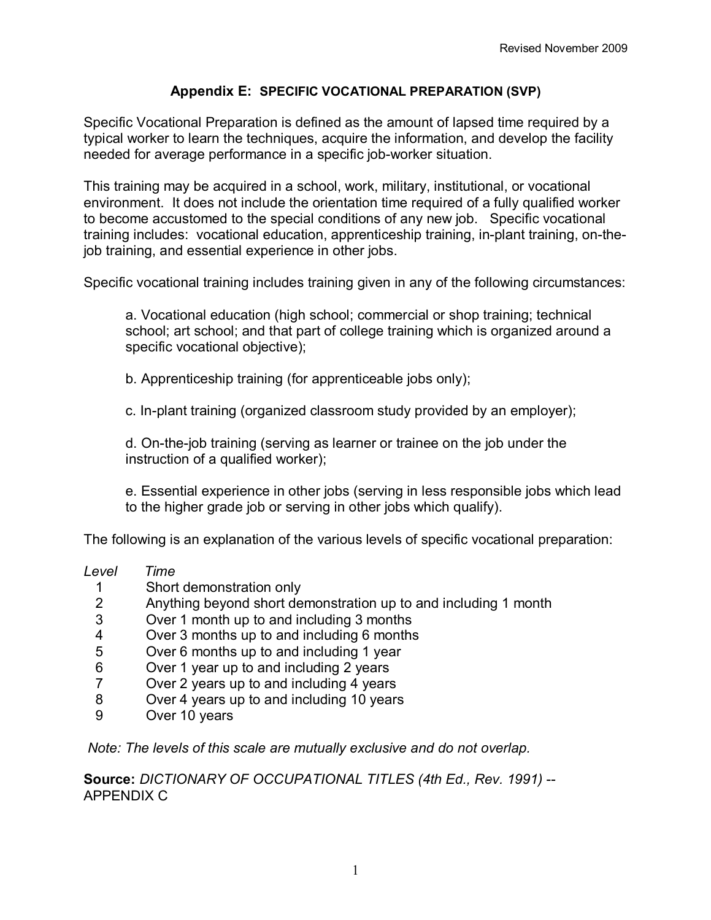## Appendix E: SPECIFIC VOCATIONAL PREPARATION (SVP)

Specific Vocational Preparation is defined as the amount of lapsed time required by a typical worker to learn the techniques, acquire the information, and develop the facility needed for average performance in a specific job-worker situation.

This training may be acquired in a school, work, military, institutional, or vocational environment. It does not include the orientation time required of a fully qualified worker to become accustomed to the special conditions of any new job. Specific vocational training includes: vocational education, apprenticeship training, in-plant training, on-the-job training, and essential experience in other jobs.

Specific vocational training includes training given in any of the following circumstances:

a. Vocational education (high school; commercial or shop training; technical school; art school; and that part of college training which is organized around a specific vocational objective);

b. Apprenticeship training (for apprenticeable jobs only);

c. In-plant training (organized classroom study provided by an employer);

d. On-the-job training (serving as learner or trainee on the job under the instruction of a qualified worker);

e. Essential experience in other jobs (serving in less responsible jobs which lead to the higher grade job or serving in other jobs which qualify).

The following is an explanation of the various levels of specific vocational preparation:

| *Level* | *Time* |
|---|---|
| 1 | Short demonstration only |
| 2 | Anything beyond short demonstration up to and including 1 month |
| 3 | Over 1 month up to and including 3 months |
| 4 | Over 3 months up to and including 6 months |
| 5 | Over 6 months up to and including 1 year |
| 6 | Over 1 year up to and including 2 years |
| 7 | Over 2 years up to and including 4 years |
| 8 | Over 4 years up to and including 10 years |
| 9 | Over 10 years |

*Note: The levels of this scale are mutually exclusive and do not overlap.*

**Source:** *DICTIONARY OF OCCUPATIONAL TITLES (4th Ed., Rev. 1991)* -- APPENDIX C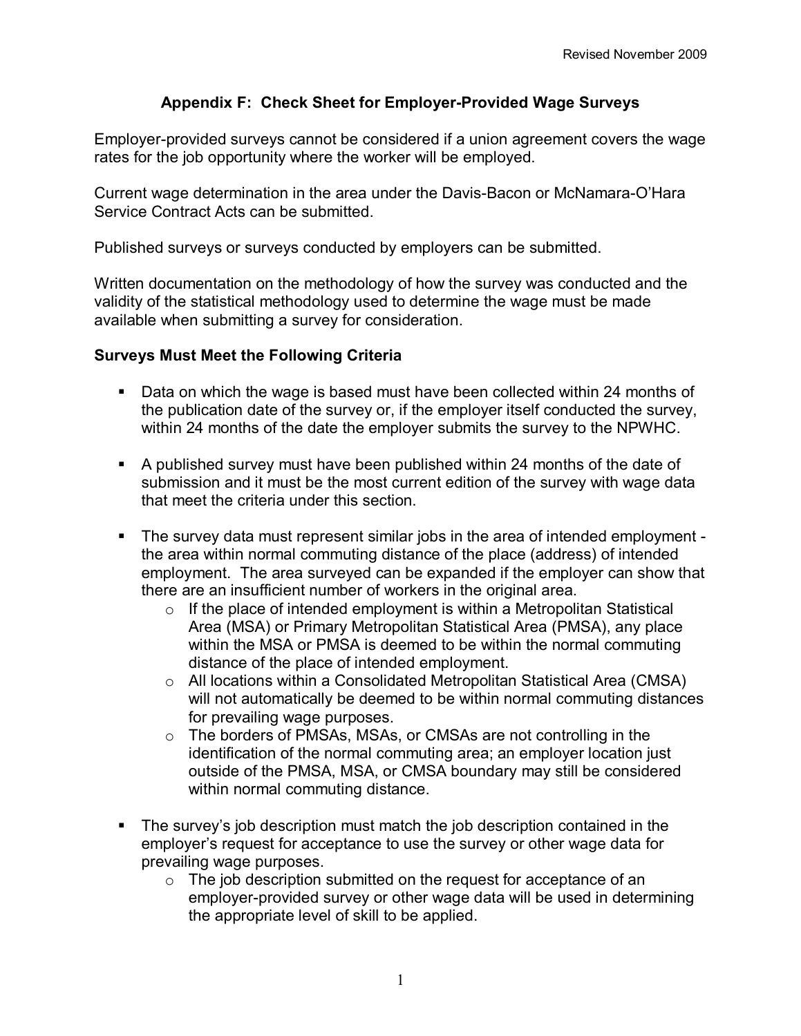## Appendix F: Check Sheet for Employer-Provided Wage Surveys

Employer-provided surveys cannot be considered if a union agreement covers the wage rates for the job opportunity where the worker will be employed.

Current wage determination in the area under the Davis-Bacon or McNamara-O'Hara Service Contract Acts can be submitted.

Published surveys or surveys conducted by employers can be submitted.

Written documentation on the methodology of how the survey was conducted and the validity of the statistical methodology used to determine the wage must be made available when submitting a survey for consideration.

### Surveys Must Meet the Following Criteria

- Data on which the wage is based must have been collected within 24 months of the publication date of the survey or, if the employer itself conducted the survey, within 24 months of the date the employer submits the survey to the NPWHC.
- A published survey must have been published within 24 months of the date of submission and it must be the most current edition of the survey with wage data that meet the criteria under this section.
- The survey data must represent similar jobs in the area of intended employment - the area within normal commuting distance of the place (address) of intended employment. The area surveyed can be expanded if the employer can show that there are an insufficient number of workers in the original area.
  - If the place of intended employment is within a Metropolitan Statistical Area (MSA) or Primary Metropolitan Statistical Area (PMSA), any place within the MSA or PMSA is deemed to be within the normal commuting distance of the place of intended employment.
  - All locations within a Consolidated Metropolitan Statistical Area (CMSA) will not automatically be deemed to be within normal commuting distances for prevailing wage purposes.
  - The borders of PMSAs, MSAs, or CMSAs are not controlling in the identification of the normal commuting area; an employer location just outside of the PMSA, MSA, or CMSA boundary may still be considered within normal commuting distance.
- The survey's job description must match the job description contained in the employer's request for acceptance to use the survey or other wage data for prevailing wage purposes.
  - The job description submitted on the request for acceptance of an employer-provided survey or other wage data will be used in determining the appropriate level of skill to be applied.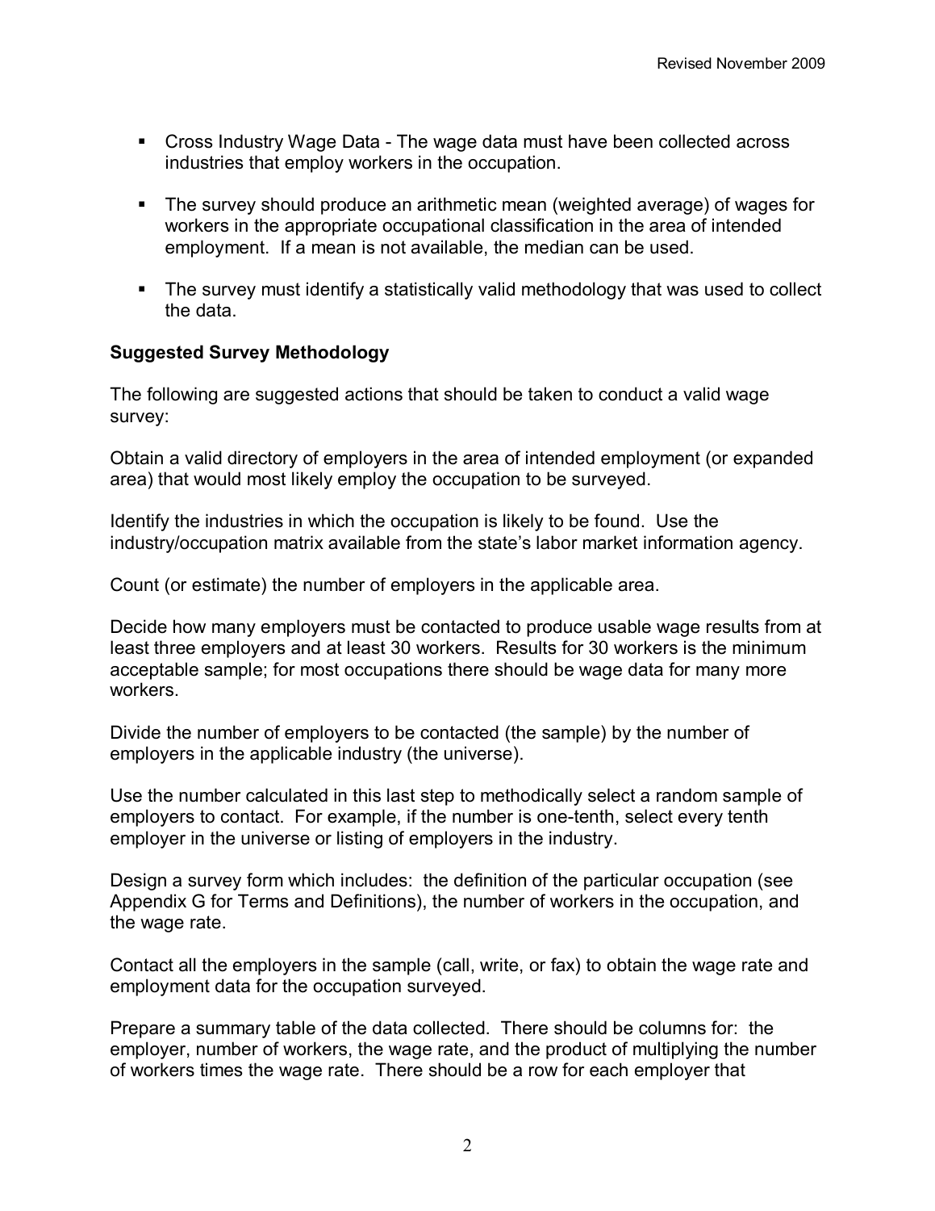- Cross Industry Wage Data - The wage data must have been collected across industries that employ workers in the occupation.

- The survey should produce an arithmetic mean (weighted average) of wages for workers in the appropriate occupational classification in the area of intended employment. If a mean is not available, the median can be used.

- The survey must identify a statistically valid methodology that was used to collect the data.

**Suggested Survey Methodology**

The following are suggested actions that should be taken to conduct a valid wage survey:

Obtain a valid directory of employers in the area of intended employment (or expanded area) that would most likely employ the occupation to be surveyed.

Identify the industries in which the occupation is likely to be found. Use the industry/occupation matrix available from the state's labor market information agency.

Count (or estimate) the number of employers in the applicable area.

Decide how many employers must be contacted to produce usable wage results from at least three employers and at least 30 workers. Results for 30 workers is the minimum acceptable sample; for most occupations there should be wage data for many more workers.

Divide the number of employers to be contacted (the sample) by the number of employers in the applicable industry (the universe).

Use the number calculated in this last step to methodically select a random sample of employers to contact. For example, if the number is one-tenth, select every tenth employer in the universe or listing of employers in the industry.

Design a survey form which includes: the definition of the particular occupation (see Appendix G for Terms and Definitions), the number of workers in the occupation, and the wage rate.

Contact all the employers in the sample (call, write, or fax) to obtain the wage rate and employment data for the occupation surveyed.

Prepare a summary table of the data collected. There should be columns for: the employer, number of workers, the wage rate, and the product of multiplying the number of workers times the wage rate. There should be a row for each employer that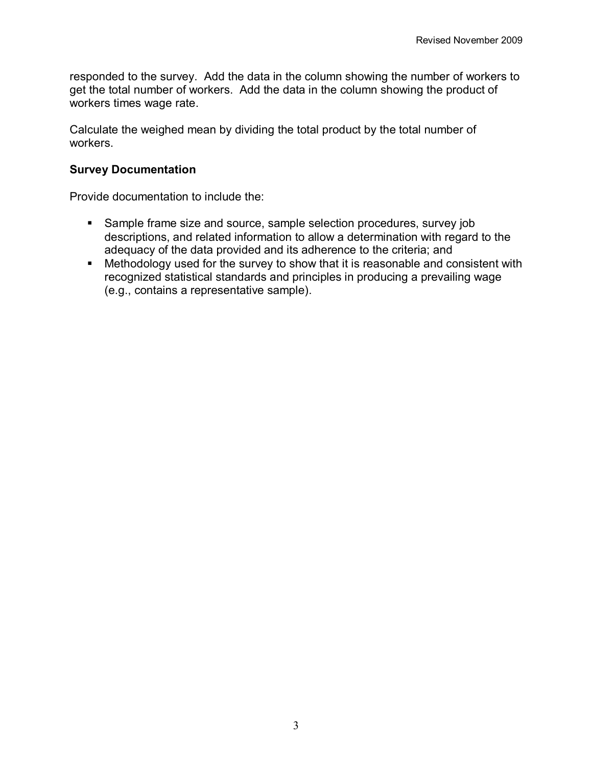responded to the survey. Add the data in the column showing the number of workers to get the total number of workers. Add the data in the column showing the product of workers times wage rate.

Calculate the weighed mean by dividing the total product by the total number of workers.

**Survey Documentation**

Provide documentation to include the:

- Sample frame size and source, sample selection procedures, survey job descriptions, and related information to allow a determination with regard to the adequacy of the data provided and its adherence to the criteria; and
- Methodology used for the survey to show that it is reasonable and consistent with recognized statistical standards and principles in producing a prevailing wage (e.g., contains a representative sample).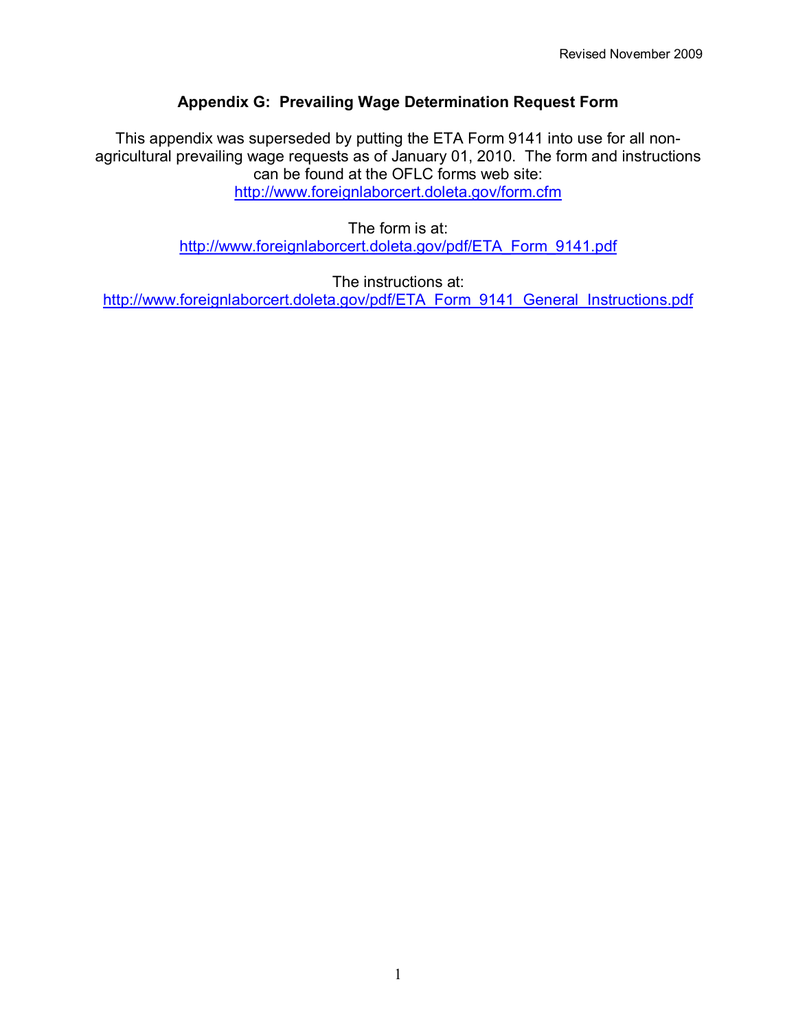Revised November 2009

## Appendix G: Prevailing Wage Determination Request Form

This appendix was superseded by putting the ETA Form 9141 into use for all non-agricultural prevailing wage requests as of January 01, 2010. The form and instructions can be found at the OFLC forms web site:
http://www.foreignlaborcert.doleta.gov/form.cfm

The form is at:
http://www.foreignlaborcert.doleta.gov/pdf/ETA_Form_9141.pdf

The instructions at:
http://www.foreignlaborcert.doleta.gov/pdf/ETA_Form_9141_General_Instructions.pdf